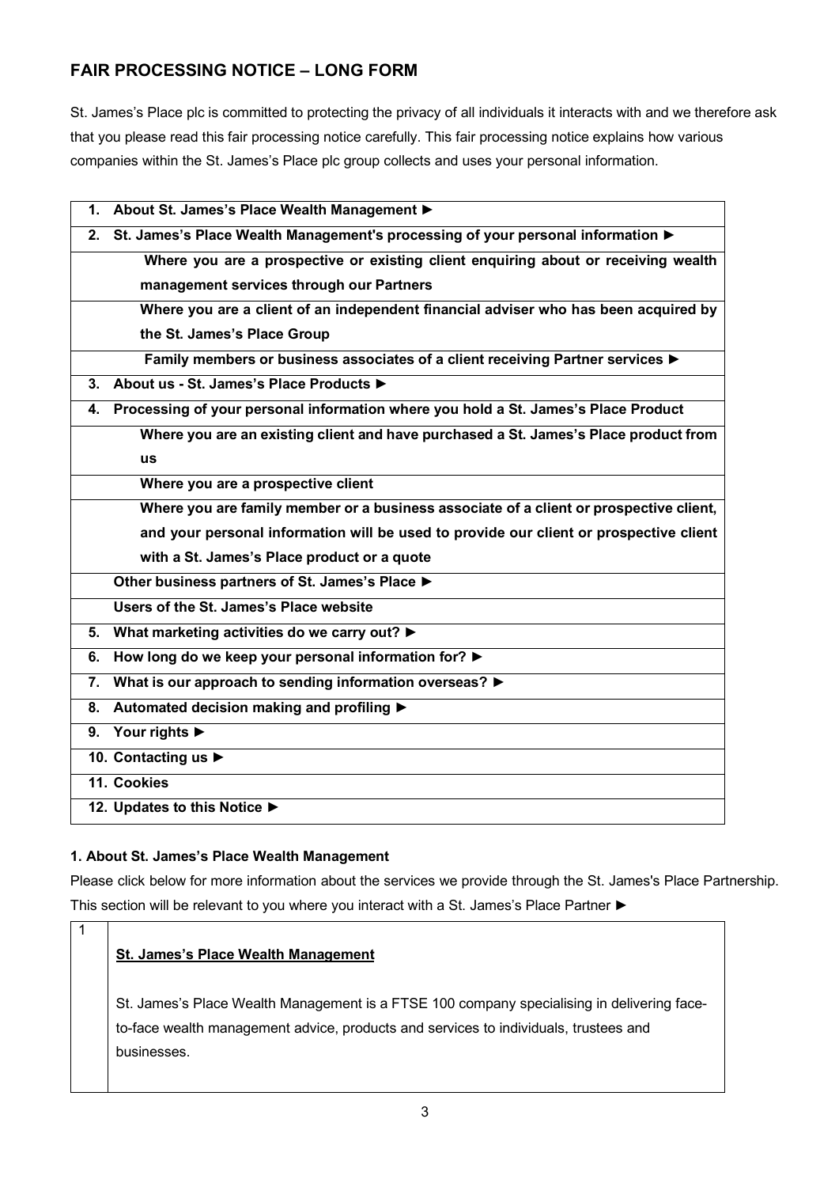## FAIR PROCESSING NOTICE – LONG FORM

St. James's Place plc is committed to protecting the privacy of all individuals it interacts with and we therefore ask that you please read this fair processing notice carefully. This fair processing notice explains how various companies within the St. James's Place plc group collects and uses your personal information.

| |
|---|
| **1. About St. James's Place Wealth Management ►** |
| **2. St. James's Place Wealth Management's processing of your personal information ►** |
| **Where you are a prospective or existing client enquiring about or receiving wealth management services through our Partners** |
| **Where you are a client of an independent financial adviser who has been acquired by the St. James's Place Group** |
| **Family members or business associates of a client receiving Partner services ►** |
| **3. About us - St. James's Place Products ►** |
| **4. Processing of your personal information where you hold a St. James's Place Product** |
| **Where you are an existing client and have purchased a St. James's Place product from us** |
| **Where you are a prospective client** |
| **Where you are family member or a business associate of a client or prospective client, and your personal information will be used to provide our client or prospective client with a St. James's Place product or a quote** |
| **Other business partners of St. James's Place ►** |
| **Users of the St. James's Place website** |
| **5. What marketing activities do we carry out? ►** |
| **6. How long do we keep your personal information for? ►** |
| **7. What is our approach to sending information overseas? ►** |
| **8. Automated decision making and profiling ►** |
| **9. Your rights ►** |
| **10. Contacting us ►** |
| **11. Cookies** |
| **12. Updates to this Notice ►** |

### 1. About St. James's Place Wealth Management

Please click below for more information about the services we provide through the St. James's Place Partnership. This section will be relevant to you where you interact with a St. James's Place Partner ►

| | |
|---|---|
| 1 | **St. James's Place Wealth Management**<br><br>St. James's Place Wealth Management is a FTSE 100 company specialising in delivering face-to-face wealth management advice, products and services to individuals, trustees and businesses. |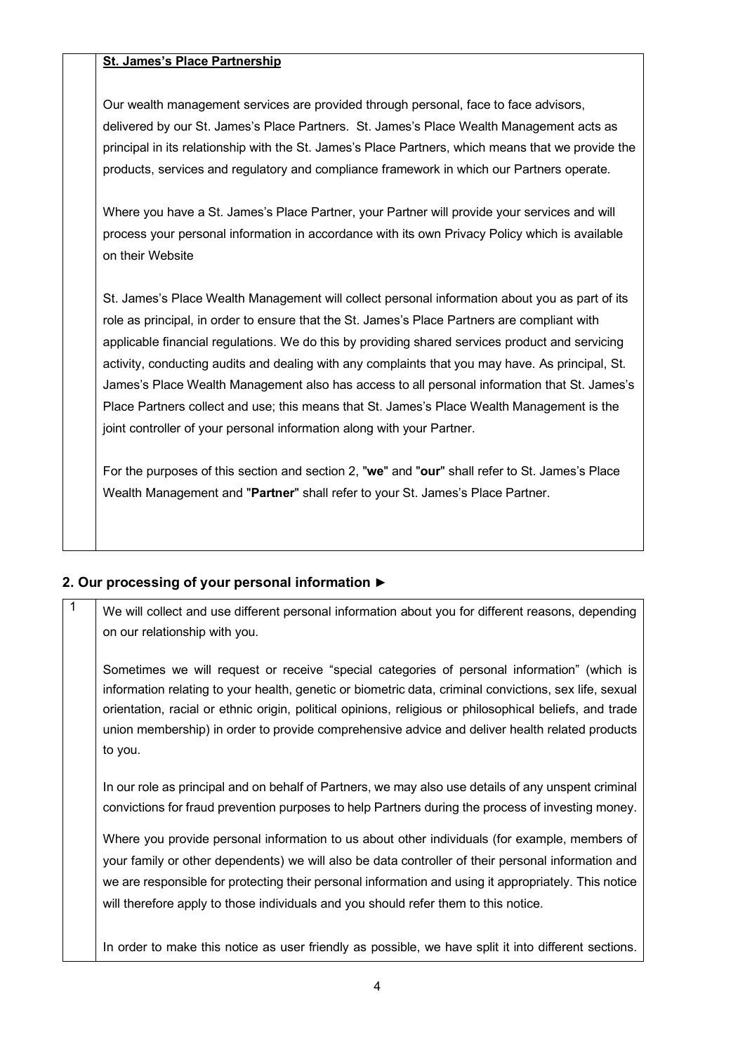**St. James's Place Partnership**

Our wealth management services are provided through personal, face to face advisors, delivered by our St. James's Place Partners. St. James's Place Wealth Management acts as principal in its relationship with the St. James's Place Partners, which means that we provide the products, services and regulatory and compliance framework in which our Partners operate.

Where you have a St. James's Place Partner, your Partner will provide your services and will process your personal information in accordance with its own Privacy Policy which is available on their Website

St. James's Place Wealth Management will collect personal information about you as part of its role as principal, in order to ensure that the St. James's Place Partners are compliant with applicable financial regulations. We do this by providing shared services product and servicing activity, conducting audits and dealing with any complaints that you may have. As principal, St. James's Place Wealth Management also has access to all personal information that St. James's Place Partners collect and use; this means that St. James's Place Wealth Management is the joint controller of your personal information along with your Partner.

For the purposes of this section and section 2, "**we**" and "**our**" shall refer to St. James's Place Wealth Management and "**Partner**" shall refer to your St. James's Place Partner.

## 2. Our processing of your personal information ►

1 We will collect and use different personal information about you for different reasons, depending on our relationship with you.

Sometimes we will request or receive "special categories of personal information" (which is information relating to your health, genetic or biometric data, criminal convictions, sex life, sexual orientation, racial or ethnic origin, political opinions, religious or philosophical beliefs, and trade union membership) in order to provide comprehensive advice and deliver health related products to you.

In our role as principal and on behalf of Partners, we may also use details of any unspent criminal convictions for fraud prevention purposes to help Partners during the process of investing money.

Where you provide personal information to us about other individuals (for example, members of your family or other dependents) we will also be data controller of their personal information and we are responsible for protecting their personal information and using it appropriately. This notice will therefore apply to those individuals and you should refer them to this notice.

In order to make this notice as user friendly as possible, we have split it into different sections.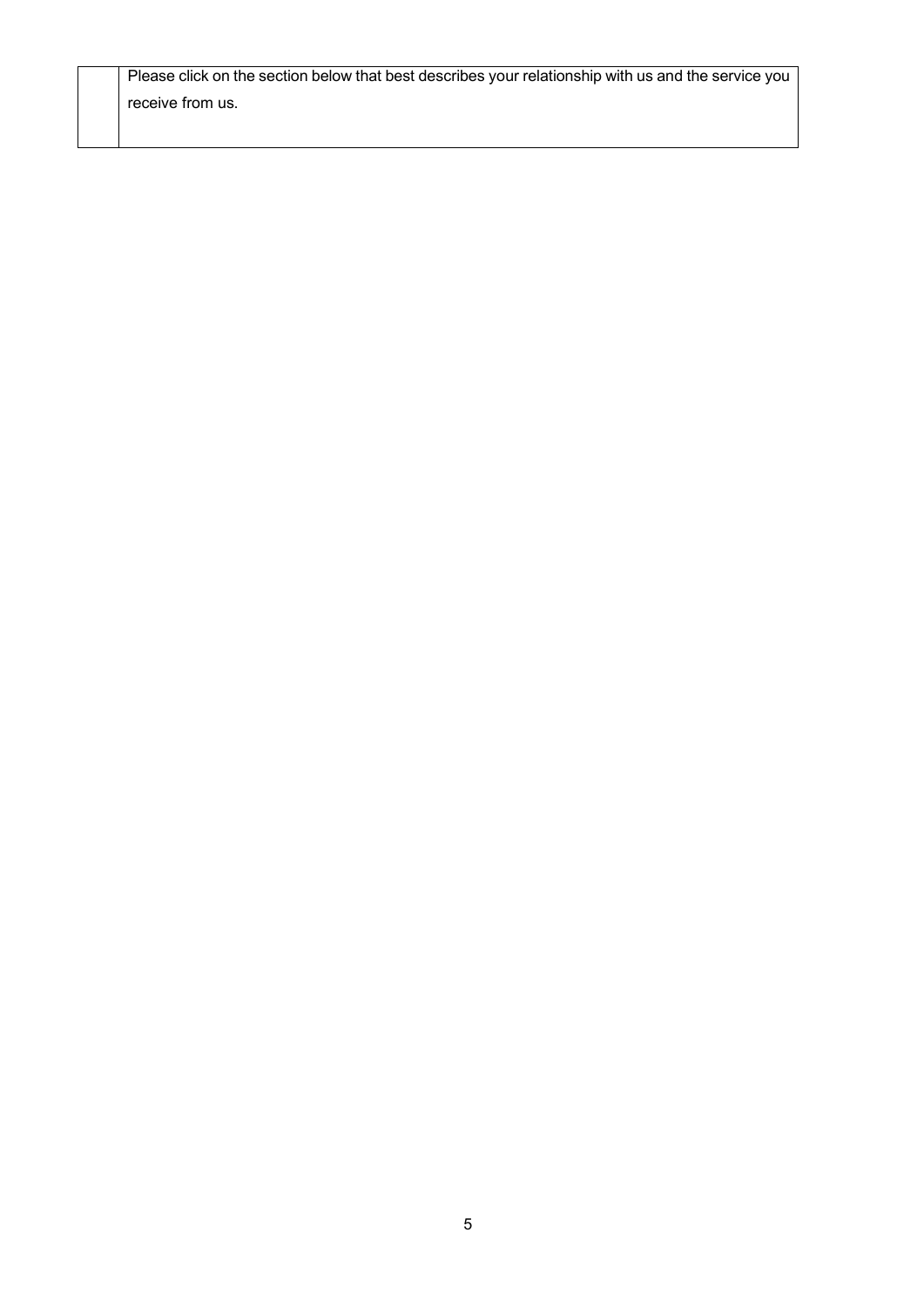| | Please click on the section below that best describes your relationship with us and the service you receive from us. |
| --- | --- |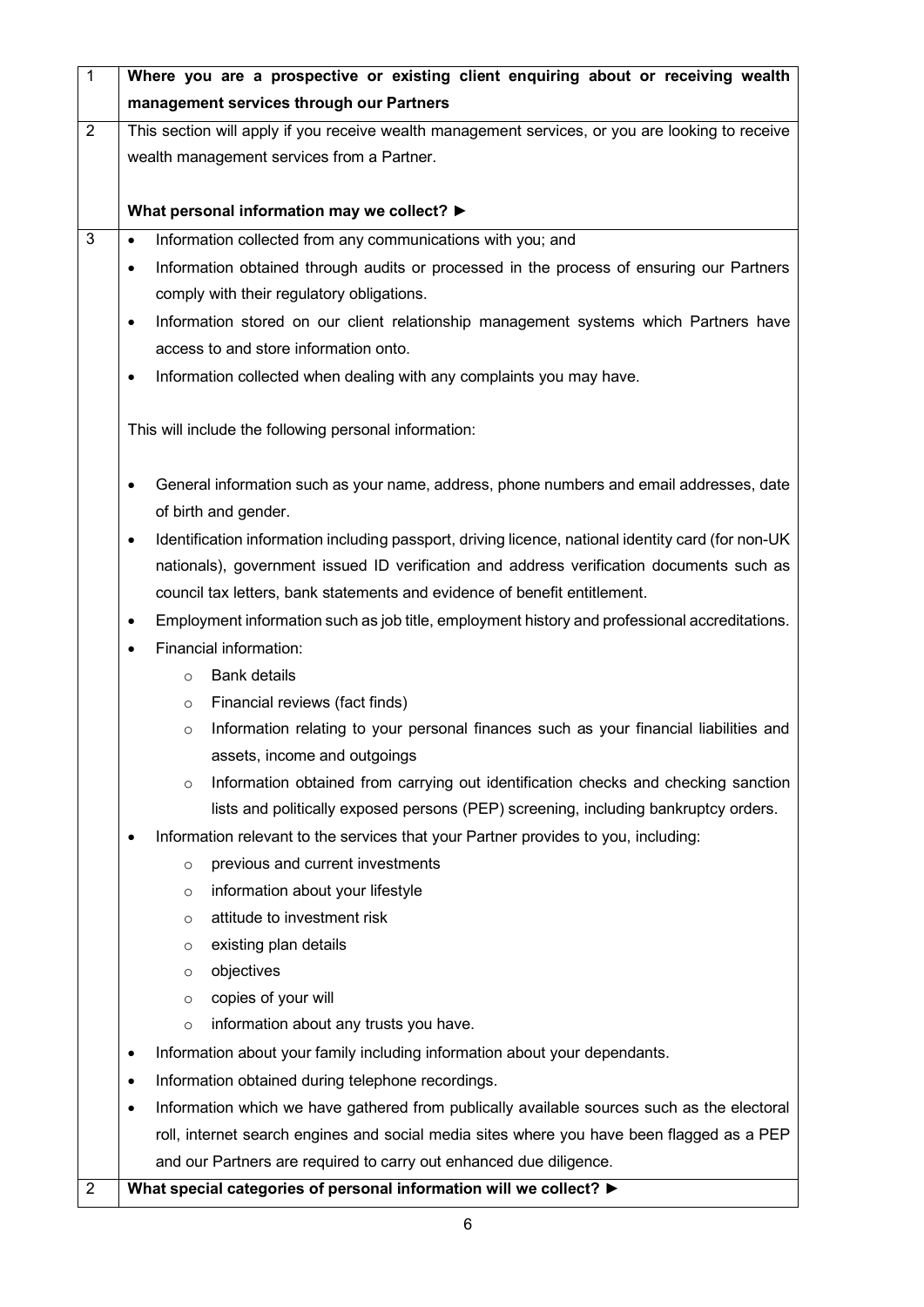| | |
|---|---|
| 1 | **Where you are a prospective or existing client enquiring about or receiving wealth management services through our Partners** |
| 2 | This section will apply if you receive wealth management services, or you are looking to receive wealth management services from a Partner.<br><br>**What personal information may we collect? ►** |
| 3 | • Information collected from any communications with you; and<br>• Information obtained through audits or processed in the process of ensuring our Partners comply with their regulatory obligations.<br>• Information stored on our client relationship management systems which Partners have access to and store information onto.<br>• Information collected when dealing with any complaints you may have.<br><br>This will include the following personal information:<br><br>• General information such as your name, address, phone numbers and email addresses, date of birth and gender.<br>• Identification information including passport, driving licence, national identity card (for non-UK nationals), government issued ID verification and address verification documents such as council tax letters, bank statements and evidence of benefit entitlement.<br>• Employment information such as job title, employment history and professional accreditations.<br>• Financial information:<br>&nbsp;&nbsp;&nbsp;&nbsp;○ Bank details<br>&nbsp;&nbsp;&nbsp;&nbsp;○ Financial reviews (fact finds)<br>&nbsp;&nbsp;&nbsp;&nbsp;○ Information relating to your personal finances such as your financial liabilities and assets, income and outgoings<br>&nbsp;&nbsp;&nbsp;&nbsp;○ Information obtained from carrying out identification checks and checking sanction lists and politically exposed persons (PEP) screening, including bankruptcy orders.<br>• Information relevant to the services that your Partner provides to you, including:<br>&nbsp;&nbsp;&nbsp;&nbsp;○ previous and current investments<br>&nbsp;&nbsp;&nbsp;&nbsp;○ information about your lifestyle<br>&nbsp;&nbsp;&nbsp;&nbsp;○ attitude to investment risk<br>&nbsp;&nbsp;&nbsp;&nbsp;○ existing plan details<br>&nbsp;&nbsp;&nbsp;&nbsp;○ objectives<br>&nbsp;&nbsp;&nbsp;&nbsp;○ copies of your will<br>&nbsp;&nbsp;&nbsp;&nbsp;○ information about any trusts you have.<br>• Information about your family including information about your dependants.<br>• Information obtained during telephone recordings.<br>• Information which we have gathered from publically available sources such as the electoral roll, internet search engines and social media sites where you have been flagged as a PEP and our Partners are required to carry out enhanced due diligence. |
| 2 | **What special categories of personal information will we collect? ►** |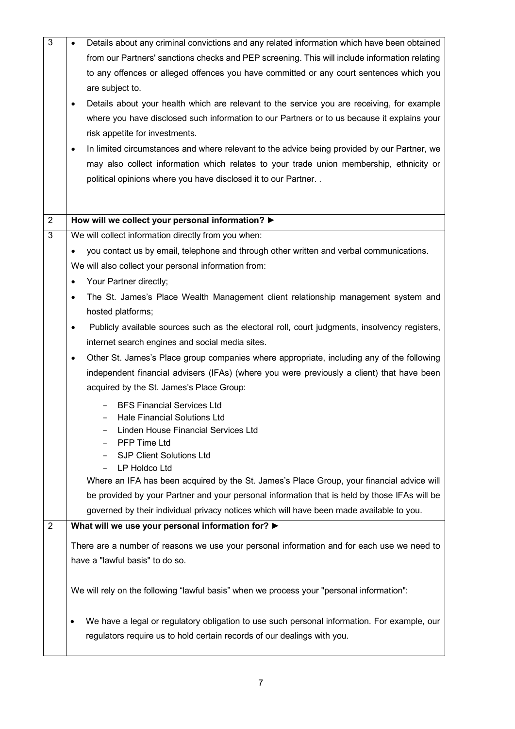| | |
|---|---|
| 3 | • Details about any criminal convictions and any related information which have been obtained from our Partners' sanctions checks and PEP screening. This will include information relating to any offences or alleged offences you have committed or any court sentences which you are subject to.<br>• Details about your health which are relevant to the service you are receiving, for example where you have disclosed such information to our Partners or to us because it explains your risk appetite for investments.<br>• In limited circumstances and where relevant to the advice being provided by our Partner, we may also collect information which relates to your trade union membership, ethnicity or political opinions where you have disclosed it to our Partner. . |
| 2 | **How will we collect your personal information? ►** |
| 3 | We will collect information directly from you when:<br>• you contact us by email, telephone and through other written and verbal communications.<br>We will also collect your personal information from:<br>• Your Partner directly;<br>• The St. James's Place Wealth Management client relationship management system and hosted platforms;<br>• Publicly available sources such as the electoral roll, court judgments, insolvency registers, internet search engines and social media sites.<br>• Other St. James's Place group companies where appropriate, including any of the following independent financial advisers (IFAs) (where you were previously a client) that have been acquired by the St. James's Place Group:<br>- BFS Financial Services Ltd<br>- Hale Financial Solutions Ltd<br>- Linden House Financial Services Ltd<br>- PFP Time Ltd<br>- SJP Client Solutions Ltd<br>- LP Holdco Ltd<br>Where an IFA has been acquired by the St. James's Place Group, your financial advice will be provided by your Partner and your personal information that is held by those IFAs will be governed by their individual privacy notices which will have been made available to you. |
| 2 | **What will we use your personal information for? ►**<br>There are a number of reasons we use your personal information and for each use we need to have a "lawful basis" to do so.<br>We will rely on the following "lawful basis" when we process your "personal information":<br>• We have a legal or regulatory obligation to use such personal information. For example, our regulators require us to hold certain records of our dealings with you. |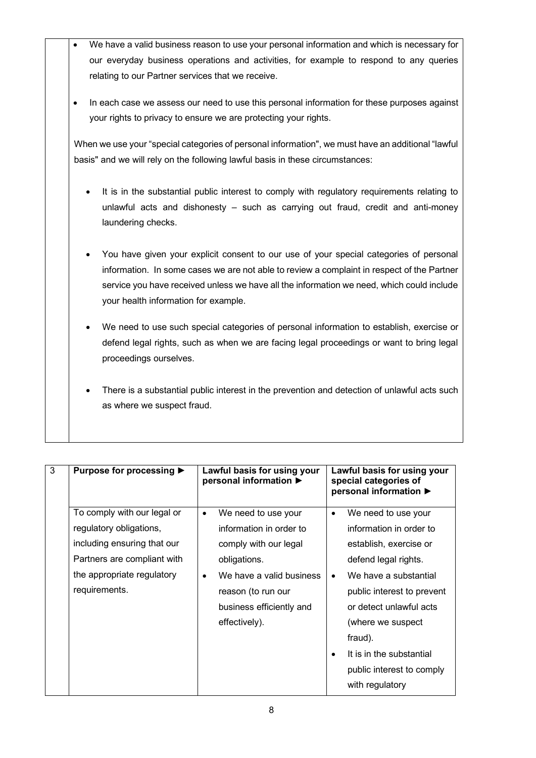| | |
|---|---|
| | • We have a valid business reason to use your personal information and which is necessary for our everyday business operations and activities, for example to respond to any queries relating to our Partner services that we receive.<br><br>• In each case we assess our need to use this personal information for these purposes against your rights to privacy to ensure we are protecting your rights.<br><br>When we use your "special categories of personal information", we must have an additional "lawful basis" and we will rely on the following lawful basis in these circumstances:<br><br>• It is in the substantial public interest to comply with regulatory requirements relating to unlawful acts and dishonesty – such as carrying out fraud, credit and anti-money laundering checks.<br><br>• You have given your explicit consent to our use of your special categories of personal information. In some cases we are not able to review a complaint in respect of the Partner service you have received unless we have all the information we need, which could include your health information for example.<br><br>• We need to use such special categories of personal information to establish, exercise or defend legal rights, such as when we are facing legal proceedings or want to bring legal proceedings ourselves.<br><br>• There is a substantial public interest in the prevention and detection of unlawful acts such as where we suspect fraud. |

| 3 | **Purpose for processing ►** | **Lawful basis for using your personal information ►** | **Lawful basis for using your special categories of personal information ►** |
|---|---|---|---|
| | To comply with our legal or regulatory obligations, including ensuring that our Partners are compliant with the appropriate regulatory requirements. | • We need to use your information in order to comply with our legal obligations.<br>• We have a valid business reason (to run our business efficiently and effectively). | • We need to use your information in order to establish, exercise or defend legal rights.<br>• We have a substantial public interest to prevent or detect unlawful acts (where we suspect fraud).<br>• It is in the substantial public interest to comply with regulatory |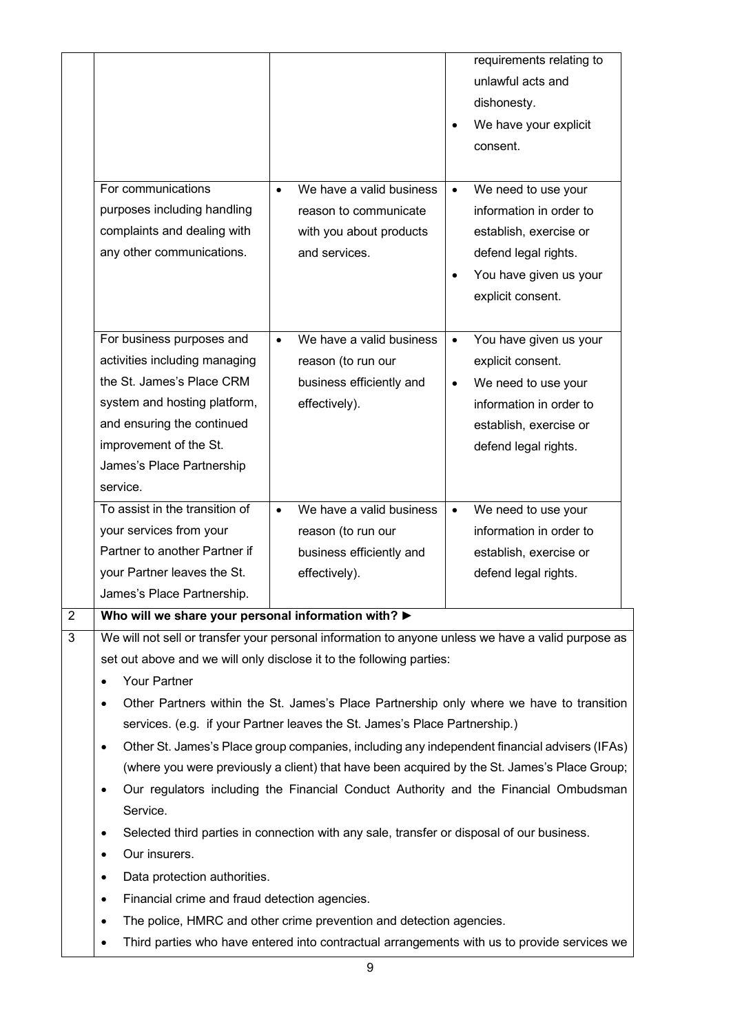| | | | |
|---|---|---|---|
| | | | requirements relating to unlawful acts and dishonesty.<br>• We have your explicit consent. |
| | For communications purposes including handling complaints and dealing with any other communications. | • We have a valid business reason to communicate with you about products and services. | • We need to use your information in order to establish, exercise or defend legal rights.<br>• You have given us your explicit consent. |
| | For business purposes and activities including managing the St. James's Place CRM system and hosting platform, and ensuring the continued improvement of the St. James's Place Partnership service. | • We have a valid business reason (to run our business efficiently and effectively). | • You have given us your explicit consent.<br>• We need to use your information in order to establish, exercise or defend legal rights. |
| | To assist in the transition of your services from your Partner to another Partner if your Partner leaves the St. James's Place Partnership. | • We have a valid business reason (to run our business efficiently and effectively). | • We need to use your information in order to establish, exercise or defend legal rights. |

| | |
|---|---|
| 2 | **Who will we share your personal information with? ►** |
| 3 | We will not sell or transfer your personal information to anyone unless we have a valid purpose as set out above and we will only disclose it to the following parties:<br>• Your Partner<br>• Other Partners within the St. James's Place Partnership only where we have to transition services. (e.g. if your Partner leaves the St. James's Place Partnership.)<br>• Other St. James's Place group companies, including any independent financial advisers (IFAs) (where you were previously a client) that have been acquired by the St. James's Place Group;<br>• Our regulators including the Financial Conduct Authority and the Financial Ombudsman Service.<br>• Selected third parties in connection with any sale, transfer or disposal of our business.<br>• Our insurers.<br>• Data protection authorities.<br>• Financial crime and fraud detection agencies.<br>• The police, HMRC and other crime prevention and detection agencies.<br>• Third parties who have entered into contractual arrangements with us to provide services we |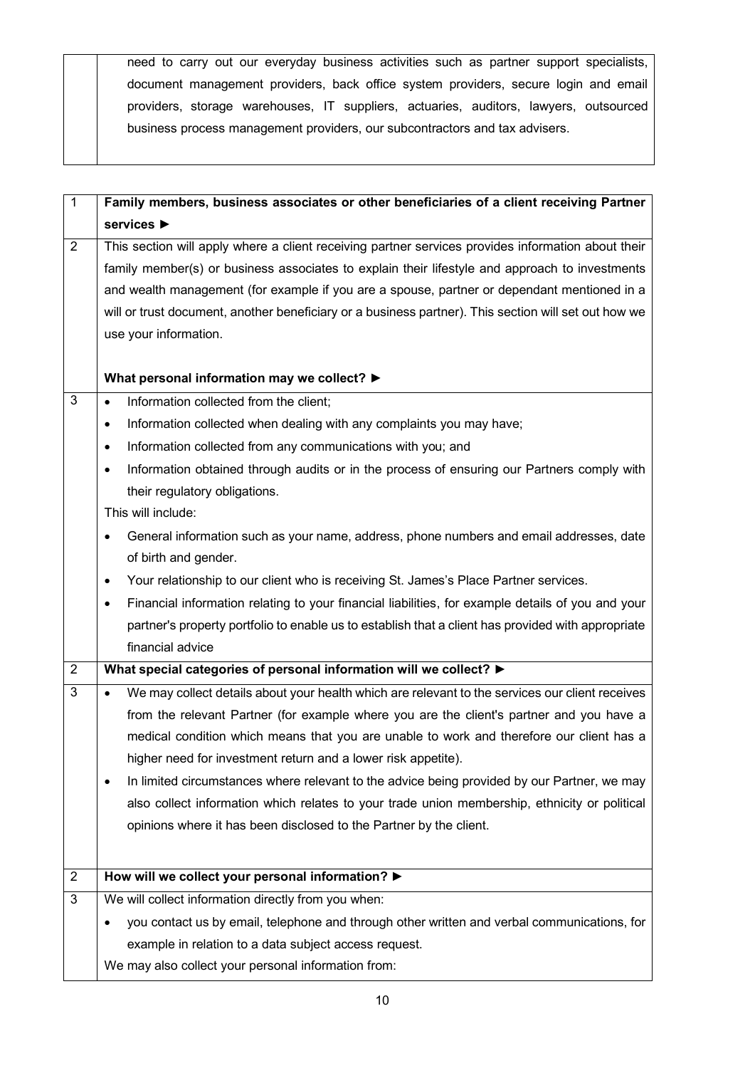| | need to carry out our everyday business activities such as partner support specialists, document management providers, back office system providers, secure login and email providers, storage warehouses, IT suppliers, actuaries, auditors, lawyers, outsourced business process management providers, our subcontractors and tax advisers. |
|---|---|

| 1 | **Family members, business associates or other beneficiaries of a client receiving Partner services ►** |
|---|---|
| 2 | This section will apply where a client receiving partner services provides information about their family member(s) or business associates to explain their lifestyle and approach to investments and wealth management (for example if you are a spouse, partner or dependant mentioned in a will or trust document, another beneficiary or a business partner). This section will set out how we use your information.<br><br>**What personal information may we collect? ►** |
| 3 | • Information collected from the client;<br>• Information collected when dealing with any complaints you may have;<br>• Information collected from any communications with you; and<br>• Information obtained through audits or in the process of ensuring our Partners comply with their regulatory obligations.<br>This will include:<br>• General information such as your name, address, phone numbers and email addresses, date of birth and gender.<br>• Your relationship to our client who is receiving St. James's Place Partner services.<br>• Financial information relating to your financial liabilities, for example details of you and your partner's property portfolio to enable us to establish that a client has provided with appropriate financial advice |
| 2 | **What special categories of personal information will we collect? ►** |
| 3 | • We may collect details about your health which are relevant to the services our client receives from the relevant Partner (for example where you are the client's partner and you have a medical condition which means that you are unable to work and therefore our client has a higher need for investment return and a lower risk appetite).<br>• In limited circumstances where relevant to the advice being provided by our Partner, we may also collect information which relates to your trade union membership, ethnicity or political opinions where it has been disclosed to the Partner by the client. |
| 2 | **How will we collect your personal information? ►** |
| 3 | We will collect information directly from you when:<br>• you contact us by email, telephone and through other written and verbal communications, for example in relation to a data subject access request.<br>We may also collect your personal information from: |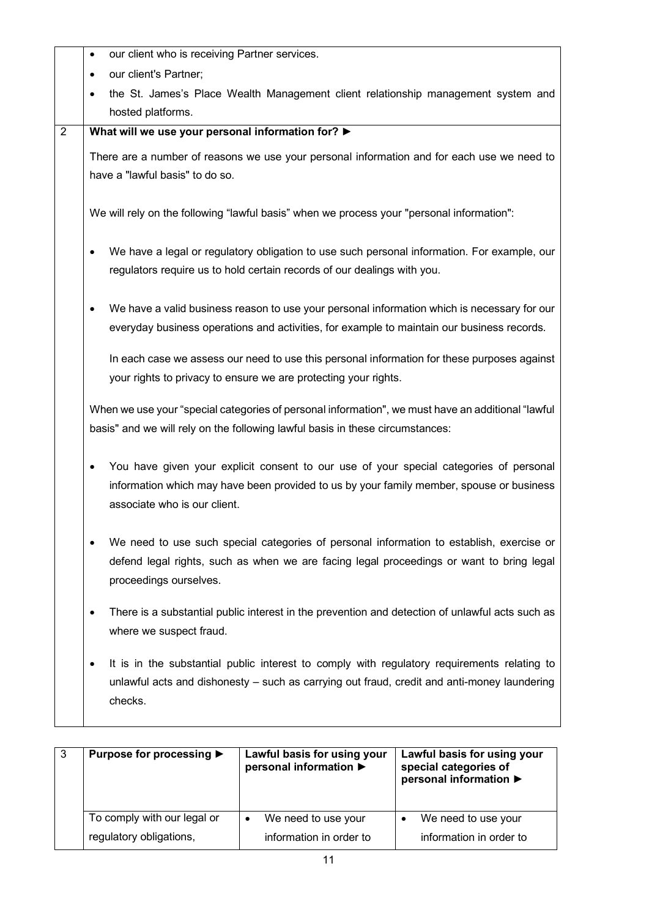| | |
|---|---|
| | • our client who is receiving Partner services.<br>• our client's Partner;<br>• the St. James's Place Wealth Management client relationship management system and hosted platforms. |
| 2 | **What will we use your personal information for? ►**<br><br>There are a number of reasons we use your personal information and for each use we need to have a "lawful basis" to do so.<br><br>We will rely on the following "lawful basis" when we process your "personal information":<br><br>• We have a legal or regulatory obligation to use such personal information. For example, our regulators require us to hold certain records of our dealings with you.<br><br>• We have a valid business reason to use your personal information which is necessary for our everyday business operations and activities, for example to maintain our business records.<br><br>In each case we assess our need to use this personal information for these purposes against your rights to privacy to ensure we are protecting your rights.<br><br>When we use your "special categories of personal information", we must have an additional "lawful basis" and we will rely on the following lawful basis in these circumstances:<br><br>• You have given your explicit consent to our use of your special categories of personal information which may have been provided to us by your family member, spouse or business associate who is our client.<br><br>• We need to use such special categories of personal information to establish, exercise or defend legal rights, such as when we are facing legal proceedings or want to bring legal proceedings ourselves.<br><br>• There is a substantial public interest in the prevention and detection of unlawful acts such as where we suspect fraud.<br><br>• It is in the substantial public interest to comply with regulatory requirements relating to unlawful acts and dishonesty – such as carrying out fraud, credit and anti-money laundering checks. |

| 3 | **Purpose for processing ►** | **Lawful basis for using your personal information ►** | **Lawful basis for using your special categories of personal information ►** |
|---|---|---|---|
| | To comply with our legal or regulatory obligations, | • We need to use your information in order to | • We need to use your information in order to |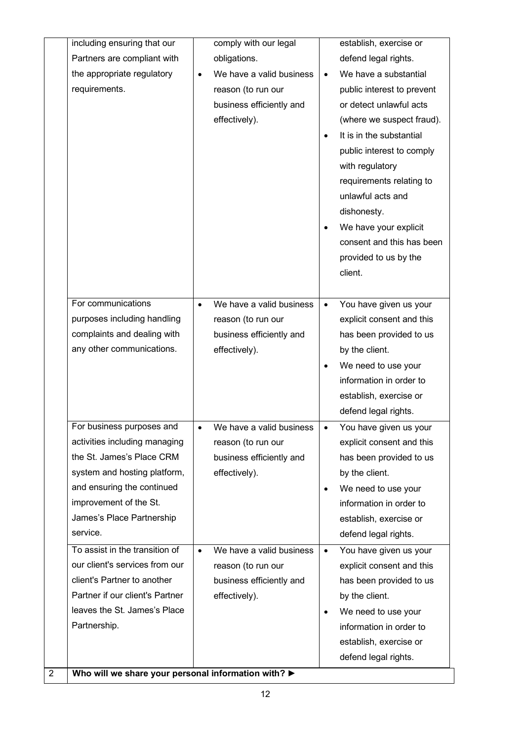| | | | |
|---|---|---|---|
| | including ensuring that our Partners are compliant with the appropriate regulatory requirements. | • comply with our legal obligations.<br>• We have a valid business reason (to run our business efficiently and effectively). | establish, exercise or defend legal rights.<br>• We have a substantial public interest to prevent or detect unlawful acts (where we suspect fraud).<br>• It is in the substantial public interest to comply with regulatory requirements relating to unlawful acts and dishonesty.<br>• We have your explicit consent and this has been provided to us by the client. |
| | For communications purposes including handling complaints and dealing with any other communications. | • We have a valid business reason (to run our business efficiently and effectively). | • You have given us your explicit consent and this has been provided to us by the client.<br>• We need to use your information in order to establish, exercise or defend legal rights. |
| | For business purposes and activities including managing the St. James's Place CRM system and hosting platform, and ensuring the continued improvement of the St. James's Place Partnership service. | • We have a valid business reason (to run our business efficiently and effectively). | • You have given us your explicit consent and this has been provided to us by the client.<br>• We need to use your information in order to establish, exercise or defend legal rights. |
| | To assist in the transition of our client's services from our client's Partner to another Partner if our client's Partner leaves the St. James's Place Partnership. | • We have a valid business reason (to run our business efficiently and effectively). | • You have given us your explicit consent and this has been provided to us by the client.<br>• We need to use your information in order to establish, exercise or defend legal rights. |

| 2 | **Who will we share your personal information with? ►** |
|---|---|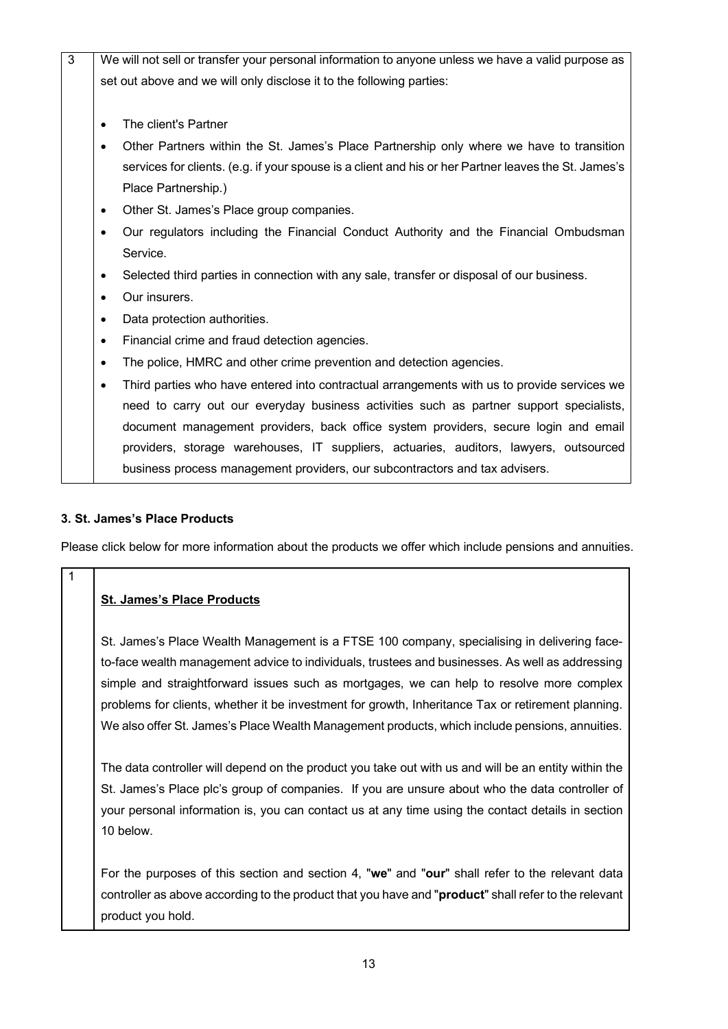| 3 | We will not sell or transfer your personal information to anyone unless we have a valid purpose as set out above and we will only disclose it to the following parties:<br><br>• The client's Partner<br>• Other Partners within the St. James's Place Partnership only where we have to transition services for clients. (e.g. if your spouse is a client and his or her Partner leaves the St. James's Place Partnership.)<br>• Other St. James's Place group companies.<br>• Our regulators including the Financial Conduct Authority and the Financial Ombudsman Service.<br>• Selected third parties in connection with any sale, transfer or disposal of our business.<br>• Our insurers.<br>• Data protection authorities.<br>• Financial crime and fraud detection agencies.<br>• The police, HMRC and other crime prevention and detection agencies.<br>• Third parties who have entered into contractual arrangements with us to provide services we need to carry out our everyday business activities such as partner support specialists, document management providers, back office system providers, secure login and email providers, storage warehouses, IT suppliers, actuaries, auditors, lawyers, outsourced business process management providers, our subcontractors and tax advisers. |
|---|---|

### 3. St. James's Place Products

Please click below for more information about the products we offer which include pensions and annuities.

| 1 | **<u>St. James's Place Products</u>**<br><br>St. James's Place Wealth Management is a FTSE 100 company, specialising in delivering face-to-face wealth management advice to individuals, trustees and businesses. As well as addressing simple and straightforward issues such as mortgages, we can help to resolve more complex problems for clients, whether it be investment for growth, Inheritance Tax or retirement planning. We also offer St. James's Place Wealth Management products, which include pensions, annuities.<br><br>The data controller will depend on the product you take out with us and will be an entity within the St. James's Place plc's group of companies. If you are unsure about who the data controller of your personal information is, you can contact us at any time using the contact details in section 10 below.<br><br>For the purposes of this section and section 4, "**we**" and "**our**" shall refer to the relevant data controller as above according to the product that you have and "**product**" shall refer to the relevant product you hold. |
|---|---|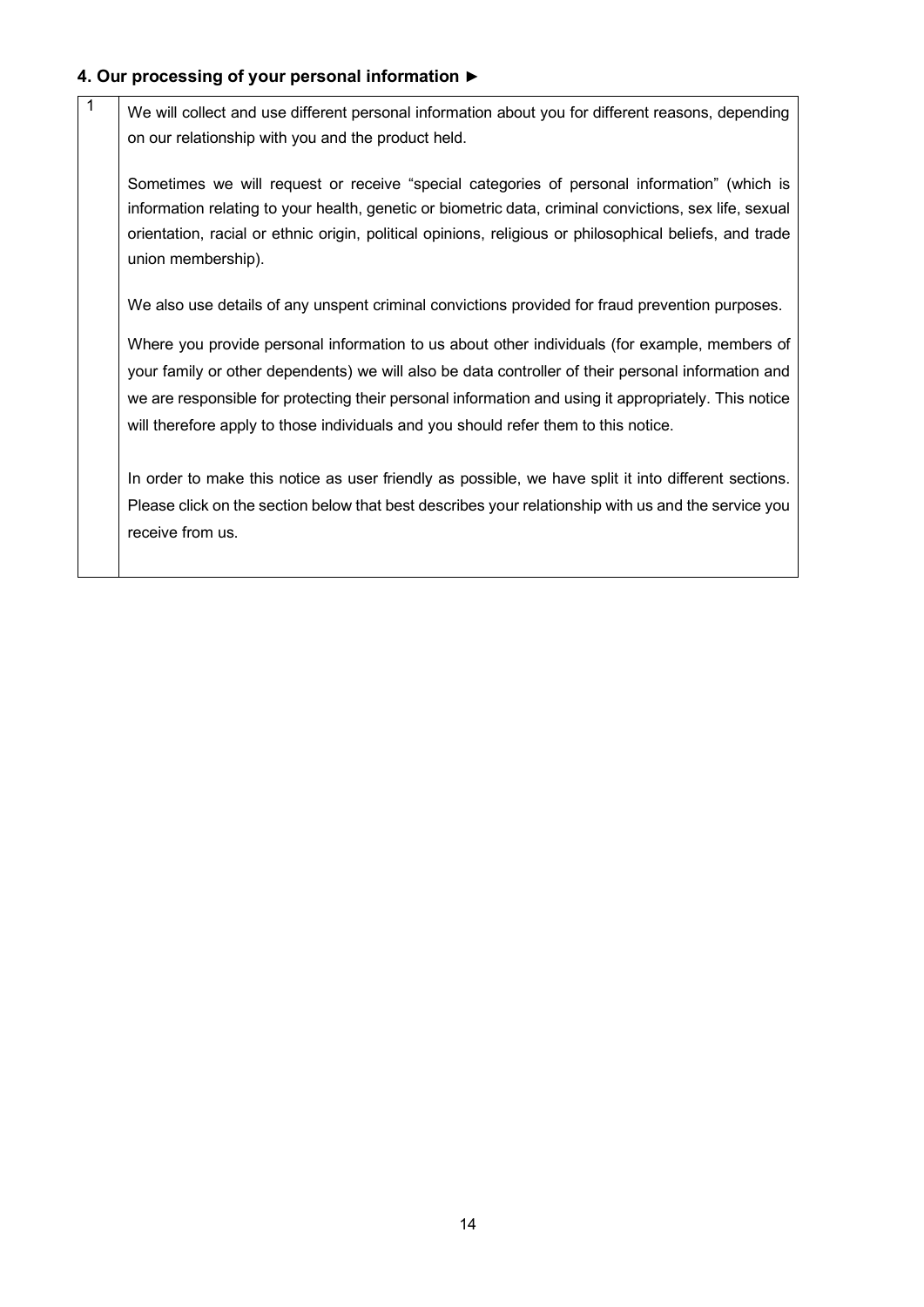#### 4. Our processing of your personal information ►

| 1 | We will collect and use different personal information about you for different reasons, depending on our relationship with you and the product held.<br><br>Sometimes we will request or receive "special categories of personal information" (which is information relating to your health, genetic or biometric data, criminal convictions, sex life, sexual orientation, racial or ethnic origin, political opinions, religious or philosophical beliefs, and trade union membership).<br><br>We also use details of any unspent criminal convictions provided for fraud prevention purposes.<br><br>Where you provide personal information to us about other individuals (for example, members of your family or other dependents) we will also be data controller of their personal information and we are responsible for protecting their personal information and using it appropriately. This notice will therefore apply to those individuals and you should refer them to this notice.<br><br>In order to make this notice as user friendly as possible, we have split it into different sections. Please click on the section below that best describes your relationship with us and the service you receive from us. |
|---|---|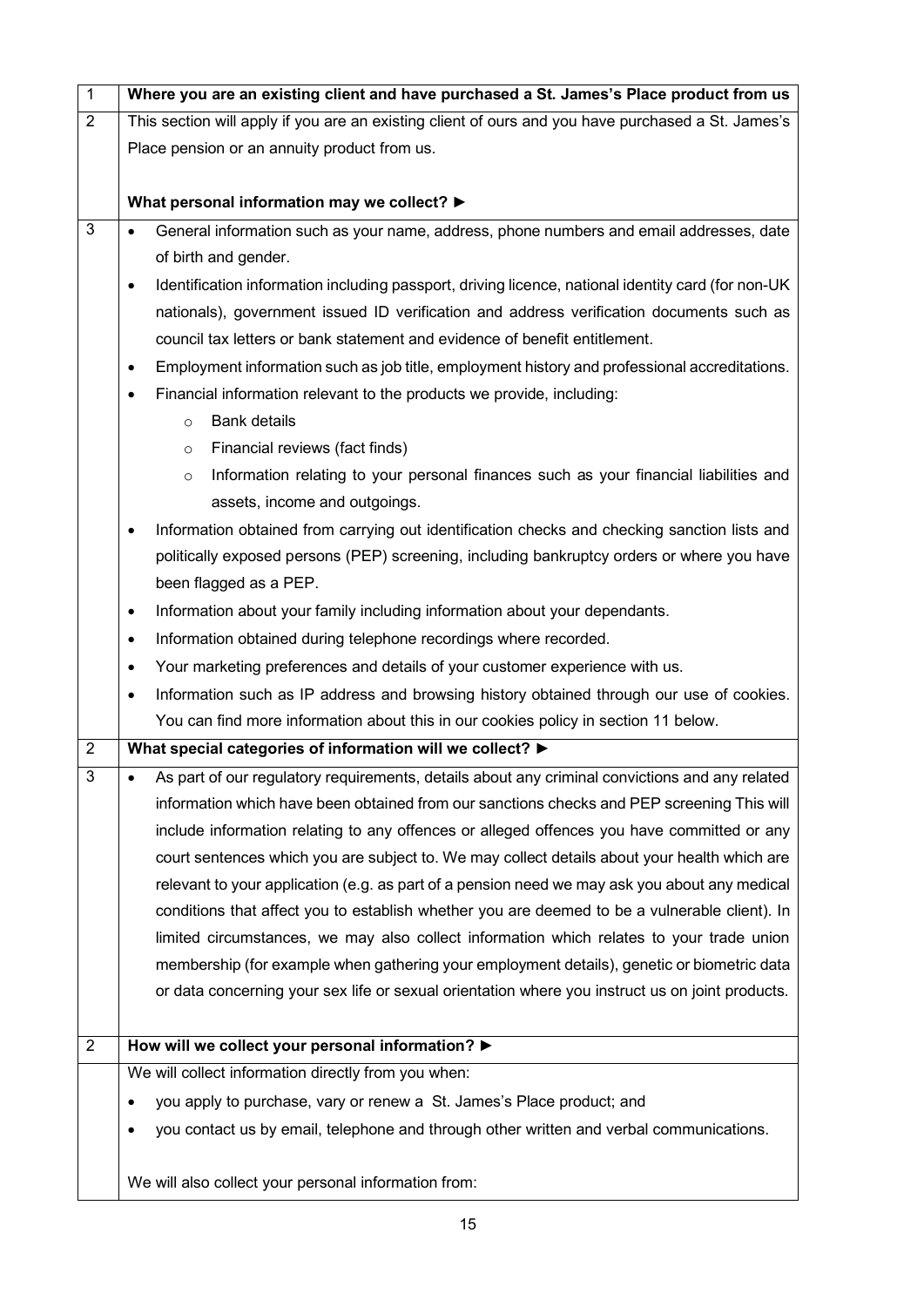| | |
|---|---|
| 1 | **Where you are an existing client and have purchased a St. James's Place product from us** |
| 2 | This section will apply if you are an existing client of ours and you have purchased a St. James's Place pension or an annuity product from us.<br><br>**What personal information may we collect? ►** |
| 3 | • General information such as your name, address, phone numbers and email addresses, date of birth and gender.<br>• Identification information including passport, driving licence, national identity card (for non-UK nationals), government issued ID verification and address verification documents such as council tax letters or bank statement and evidence of benefit entitlement.<br>• Employment information such as job title, employment history and professional accreditations.<br>• Financial information relevant to the products we provide, including:<br>&nbsp;&nbsp;&nbsp;&nbsp;○ Bank details<br>&nbsp;&nbsp;&nbsp;&nbsp;○ Financial reviews (fact finds)<br>&nbsp;&nbsp;&nbsp;&nbsp;○ Information relating to your personal finances such as your financial liabilities and assets, income and outgoings.<br>• Information obtained from carrying out identification checks and checking sanction lists and politically exposed persons (PEP) screening, including bankruptcy orders or where you have been flagged as a PEP.<br>• Information about your family including information about your dependants.<br>• Information obtained during telephone recordings where recorded.<br>• Your marketing preferences and details of your customer experience with us.<br>• Information such as IP address and browsing history obtained through our use of cookies. You can find more information about this in our cookies policy in section 11 below. |
| 2 | **What special categories of information will we collect? ►** |
| 3 | • As part of our regulatory requirements, details about any criminal convictions and any related information which have been obtained from our sanctions checks and PEP screening This will include information relating to any offences or alleged offences you have committed or any court sentences which you are subject to. We may collect details about your health which are relevant to your application (e.g. as part of a pension need we may ask you about any medical conditions that affect you to establish whether you are deemed to be a vulnerable client). In limited circumstances, we may also collect information which relates to your trade union membership (for example when gathering your employment details), genetic or biometric data or data concerning your sex life or sexual orientation where you instruct us on joint products. |
| 2 | **How will we collect your personal information? ►** |
| | We will collect information directly from you when:<br>• you apply to purchase, vary or renew a St. James's Place product; and<br>• you contact us by email, telephone and through other written and verbal communications.<br><br>We will also collect your personal information from: |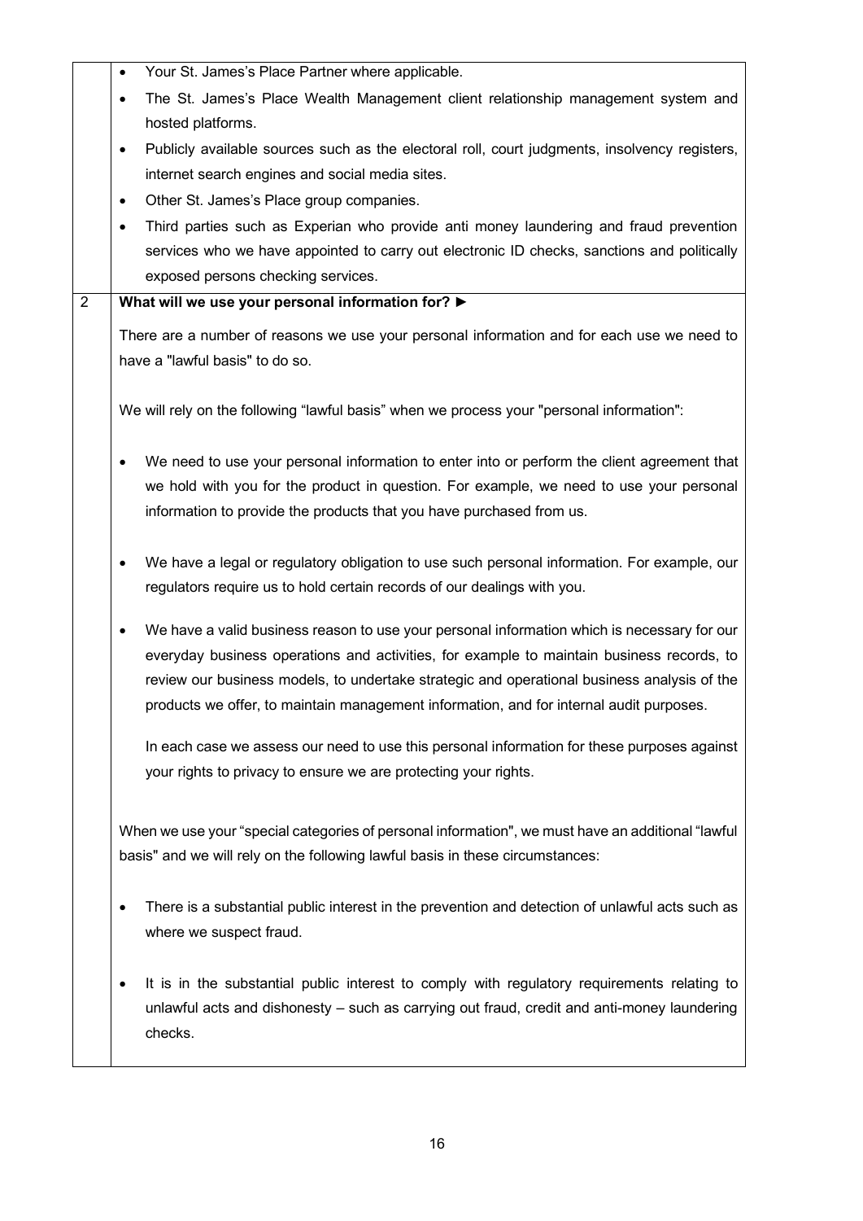- Your St. James's Place Partner where applicable.
- The St. James's Place Wealth Management client relationship management system and hosted platforms.
- Publicly available sources such as the electoral roll, court judgments, insolvency registers, internet search engines and social media sites.
- Other St. James's Place group companies.
- Third parties such as Experian who provide anti money laundering and fraud prevention services who we have appointed to carry out electronic ID checks, sanctions and politically exposed persons checking services.

## 2 What will we use your personal information for? ►

There are a number of reasons we use your personal information and for each use we need to have a "lawful basis" to do so.

We will rely on the following "lawful basis" when we process your "personal information":

- We need to use your personal information to enter into or perform the client agreement that we hold with you for the product in question. For example, we need to use your personal information to provide the products that you have purchased from us.

- We have a legal or regulatory obligation to use such personal information. For example, our regulators require us to hold certain records of our dealings with you.

- We have a valid business reason to use your personal information which is necessary for our everyday business operations and activities, for example to maintain business records, to review our business models, to undertake strategic and operational business analysis of the products we offer, to maintain management information, and for internal audit purposes.

  In each case we assess our need to use this personal information for these purposes against your rights to privacy to ensure we are protecting your rights.

When we use your "special categories of personal information", we must have an additional "lawful basis" and we will rely on the following lawful basis in these circumstances:

- There is a substantial public interest in the prevention and detection of unlawful acts such as where we suspect fraud.

- It is in the substantial public interest to comply with regulatory requirements relating to unlawful acts and dishonesty – such as carrying out fraud, credit and anti-money laundering checks.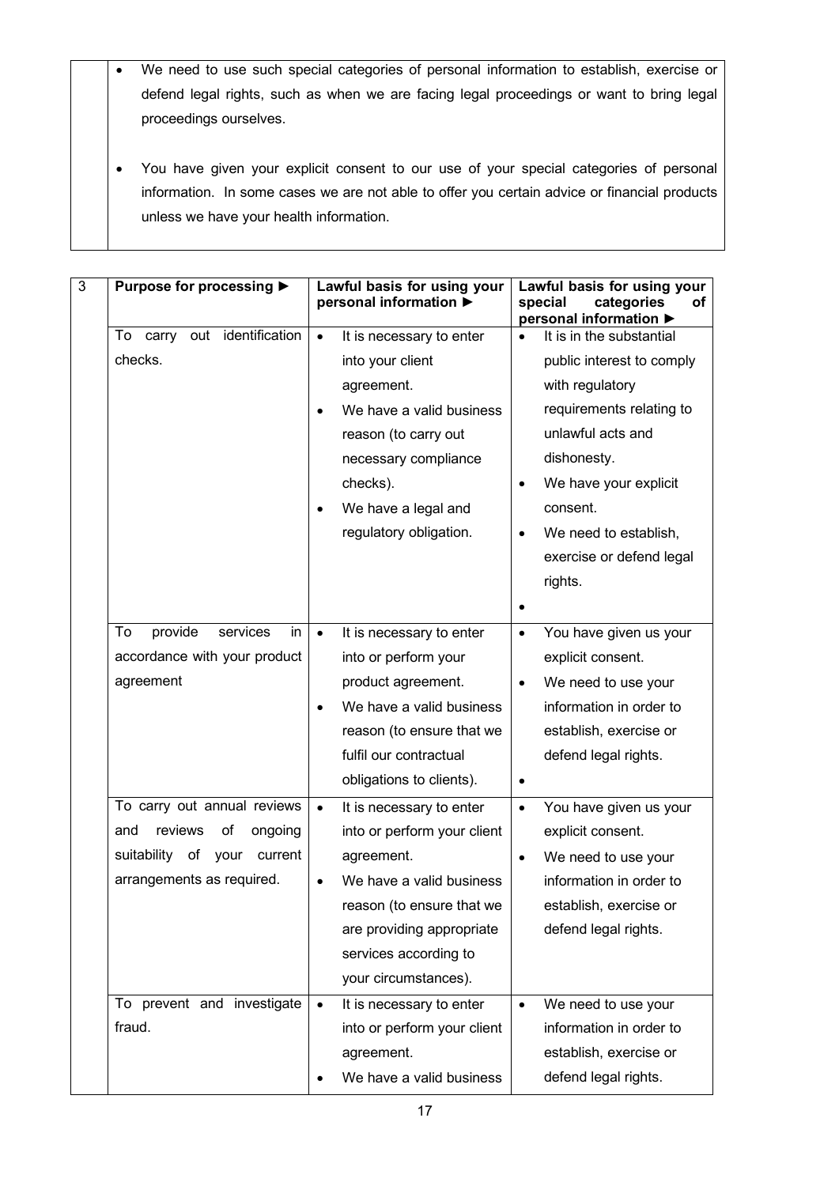| | |
|---|---|
| | • We need to use such special categories of personal information to establish, exercise or defend legal rights, such as when we are facing legal proceedings or want to bring legal proceedings ourselves.<br><br>• You have given your explicit consent to our use of your special categories of personal information. In some cases we are not able to offer you certain advice or financial products unless we have your health information. |

| 3 | Purpose for processing ► | Lawful basis for using your personal information ► | Lawful basis for using your special categories of personal information ► |
|---|---|---|---|
| | To carry out identification checks. | • It is necessary to enter into your client agreement.<br>• We have a valid business reason (to carry out necessary compliance checks).<br>• We have a legal and regulatory obligation. | • It is in the substantial public interest to comply with regulatory requirements relating to unlawful acts and dishonesty.<br>• We have your explicit consent.<br>• We need to establish, exercise or defend legal rights.<br>• |
| | To provide services in accordance with your product agreement | • It is necessary to enter into or perform your product agreement.<br>• We have a valid business reason (to ensure that we fulfil our contractual obligations to clients). | • You have given us your explicit consent.<br>• We need to use your information in order to establish, exercise or defend legal rights.<br>• |
| | To carry out annual reviews and reviews of ongoing suitability of your current arrangements as required. | • It is necessary to enter into or perform your client agreement.<br>• We have a valid business reason (to ensure that we are providing appropriate services according to your circumstances). | • You have given us your explicit consent.<br>• We need to use your information in order to establish, exercise or defend legal rights. |
| | To prevent and investigate fraud. | • It is necessary to enter into or perform your client agreement.<br>• We have a valid business | • We need to use your information in order to establish, exercise or defend legal rights. |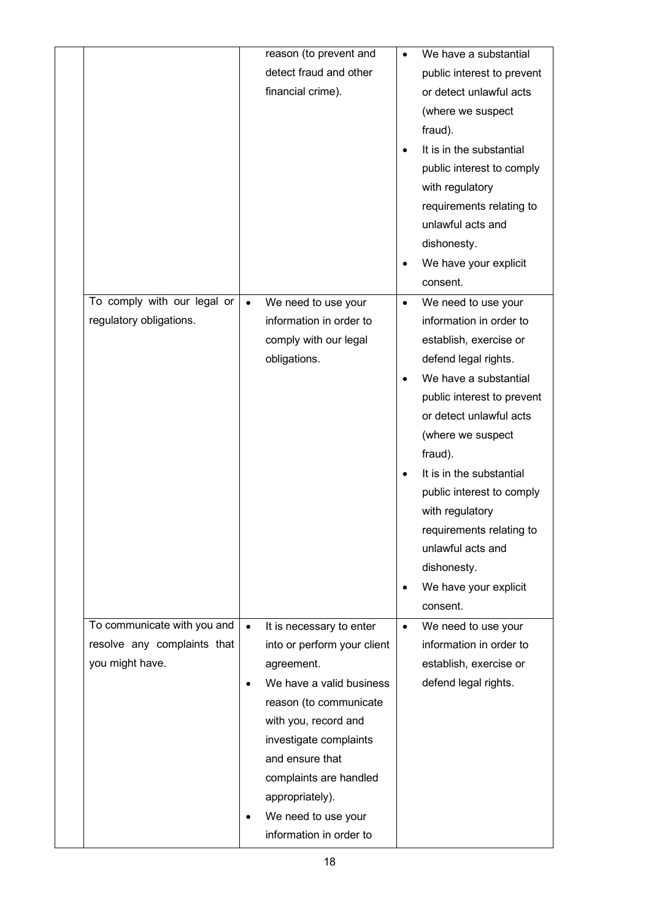|  |  |  |  |
|---|---|---|---|
|  |  | reason (to prevent and detect fraud and other financial crime). | • We have a substantial public interest to prevent or detect unlawful acts (where we suspect fraud).<br>• It is in the substantial public interest to comply with regulatory requirements relating to unlawful acts and dishonesty.<br>• We have your explicit consent. |
|  | To comply with our legal or regulatory obligations. | • We need to use your information in order to comply with our legal obligations. | • We need to use your information in order to establish, exercise or defend legal rights.<br>• We have a substantial public interest to prevent or detect unlawful acts (where we suspect fraud).<br>• It is in the substantial public interest to comply with regulatory requirements relating to unlawful acts and dishonesty.<br>• We have your explicit consent. |
|  | To communicate with you and resolve any complaints that you might have. | • It is necessary to enter into or perform your client agreement.<br>• We have a valid business reason (to communicate with you, record and investigate complaints and ensure that complaints are handled appropriately).<br>• We need to use your information in order to | • We need to use your information in order to establish, exercise or defend legal rights. |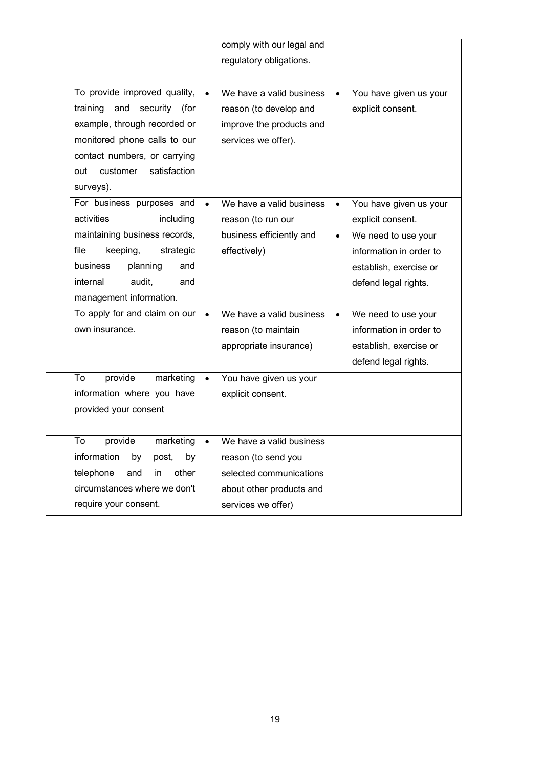| | | | |
|---|---|---|---|
| | | comply with our legal and regulatory obligations. | |
| | To provide improved quality, training and security (for example, through recorded or monitored phone calls to our contact numbers, or carrying out customer satisfaction surveys). | • We have a valid business reason (to develop and improve the products and services we offer). | • You have given us your explicit consent. |
| | For business purposes and activities including maintaining business records, file keeping, strategic business planning and internal audit, and management information. | • We have a valid business reason (to run our business efficiently and effectively) | • You have given us your explicit consent.<br>• We need to use your information in order to establish, exercise or defend legal rights. |
| | To apply for and claim on our own insurance. | • We have a valid business reason (to maintain appropriate insurance) | • We need to use your information in order to establish, exercise or defend legal rights. |
| | To provide marketing information where you have provided your consent | • You have given us your explicit consent. | |
| | To provide marketing information by post, by telephone and in other circumstances where we don't require your consent. | • We have a valid business reason (to send you selected communications about other products and services we offer) | |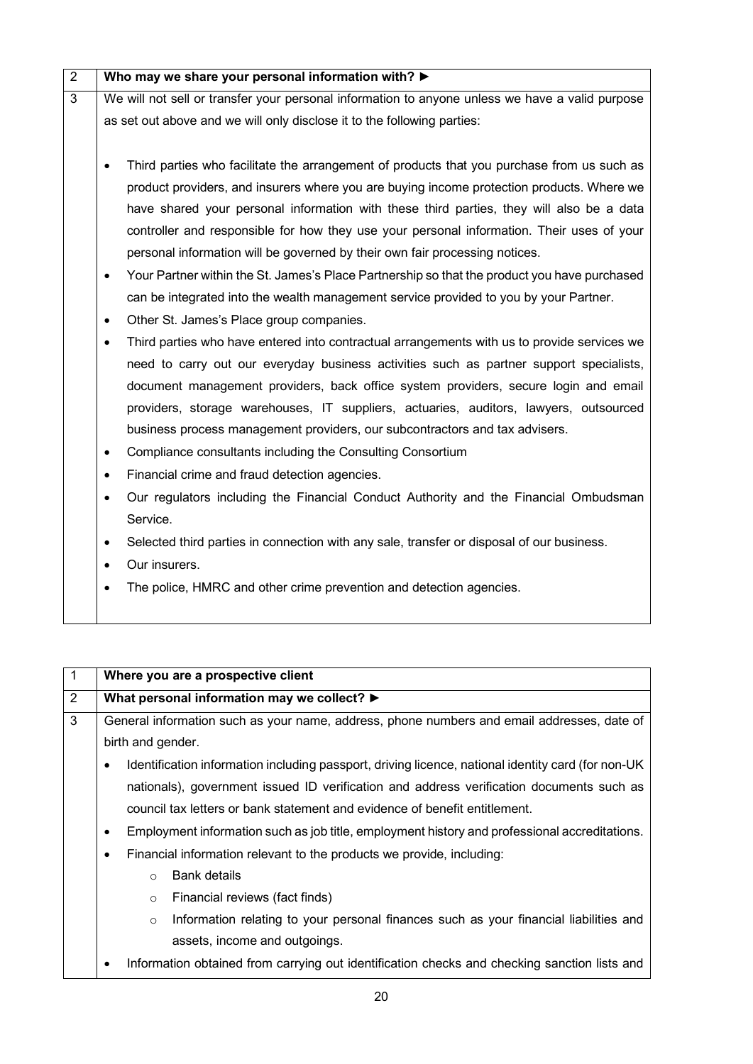| | |
|---|---|
| 2 | **Who may we share your personal information with? ►** |
| 3 | We will not sell or transfer your personal information to anyone unless we have a valid purpose as set out above and we will only disclose it to the following parties:<br><br>• Third parties who facilitate the arrangement of products that you purchase from us such as product providers, and insurers where you are buying income protection products. Where we have shared your personal information with these third parties, they will also be a data controller and responsible for how they use your personal information. Their uses of your personal information will be governed by their own fair processing notices.<br>• Your Partner within the St. James's Place Partnership so that the product you have purchased can be integrated into the wealth management service provided to you by your Partner.<br>• Other St. James's Place group companies.<br>• Third parties who have entered into contractual arrangements with us to provide services we need to carry out our everyday business activities such as partner support specialists, document management providers, back office system providers, secure login and email providers, storage warehouses, IT suppliers, actuaries, auditors, lawyers, outsourced business process management providers, our subcontractors and tax advisers.<br>• Compliance consultants including the Consulting Consortium<br>• Financial crime and fraud detection agencies.<br>• Our regulators including the Financial Conduct Authority and the Financial Ombudsman Service.<br>• Selected third parties in connection with any sale, transfer or disposal of our business.<br>• Our insurers.<br>• The police, HMRC and other crime prevention and detection agencies. |

| | |
|---|---|
| 1 | **Where you are a prospective client** |
| 2 | **What personal information may we collect? ►** |
| 3 | General information such as your name, address, phone numbers and email addresses, date of birth and gender.<br>• Identification information including passport, driving licence, national identity card (for non-UK nationals), government issued ID verification and address verification documents such as council tax letters or bank statement and evidence of benefit entitlement.<br>• Employment information such as job title, employment history and professional accreditations.<br>• Financial information relevant to the products we provide, including:<br>&nbsp;&nbsp;&nbsp;&nbsp;o Bank details<br>&nbsp;&nbsp;&nbsp;&nbsp;o Financial reviews (fact finds)<br>&nbsp;&nbsp;&nbsp;&nbsp;o Information relating to your personal finances such as your financial liabilities and assets, income and outgoings.<br>• Information obtained from carrying out identification checks and checking sanction lists and |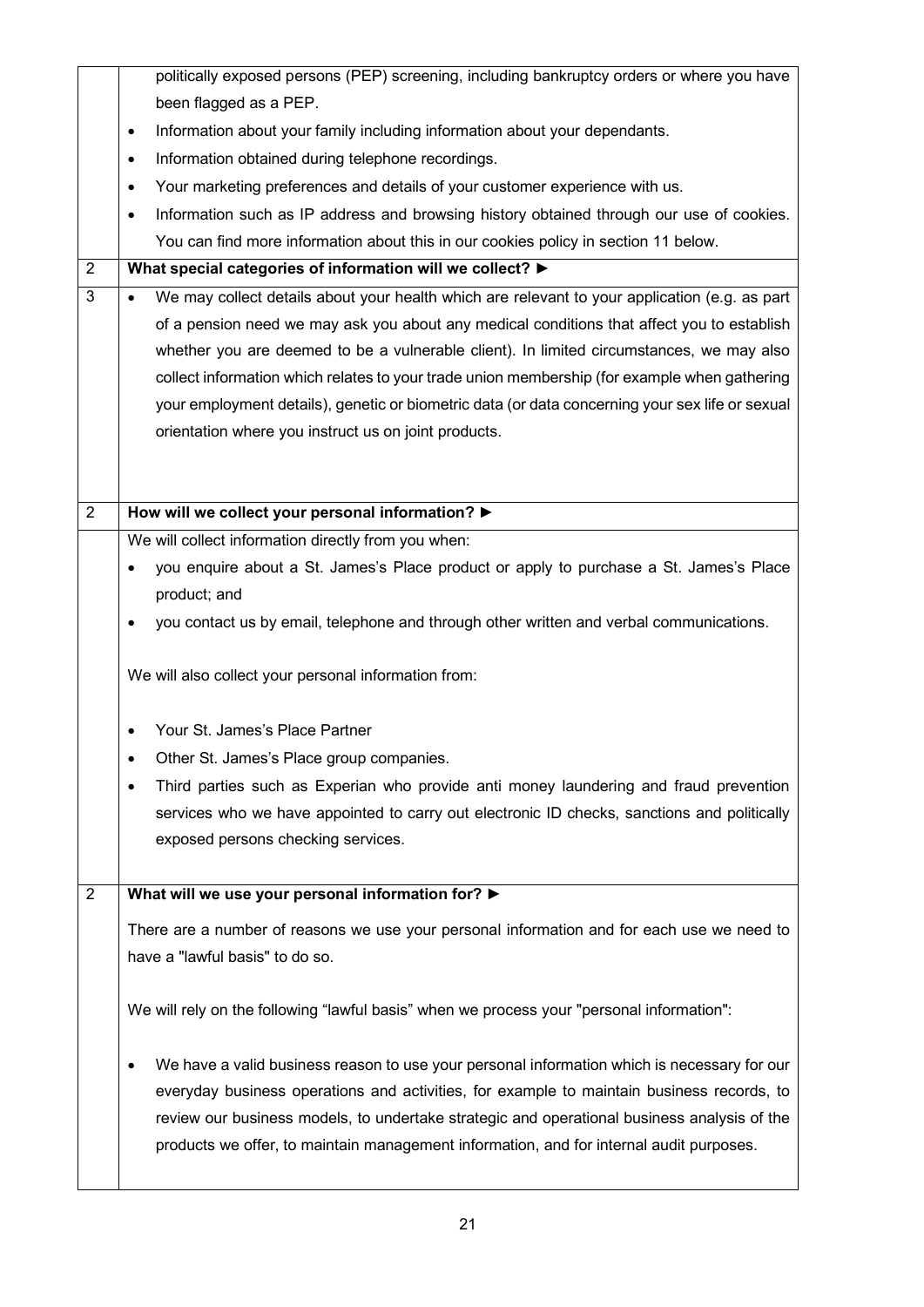| | |
|---|---|
| | politically exposed persons (PEP) screening, including bankruptcy orders or where you have been flagged as a PEP.<br>• Information about your family including information about your dependants.<br>• Information obtained during telephone recordings.<br>• Your marketing preferences and details of your customer experience with us.<br>• Information such as IP address and browsing history obtained through our use of cookies. You can find more information about this in our cookies policy in section 11 below. |
| 2 | **What special categories of information will we collect? ►** |
| 3 | • We may collect details about your health which are relevant to your application (e.g. as part of a pension need we may ask you about any medical conditions that affect you to establish whether you are deemed to be a vulnerable client). In limited circumstances, we may also collect information which relates to your trade union membership (for example when gathering your employment details), genetic or biometric data (or data concerning your sex life or sexual orientation where you instruct us on joint products. |
| 2 | **How will we collect your personal information? ►** |
| | We will collect information directly from you when:<br>• you enquire about a St. James's Place product or apply to purchase a St. James's Place product; and<br>• you contact us by email, telephone and through other written and verbal communications.<br><br>We will also collect your personal information from:<br><br>• Your St. James's Place Partner<br>• Other St. James's Place group companies.<br>• Third parties such as Experian who provide anti money laundering and fraud prevention services who we have appointed to carry out electronic ID checks, sanctions and politically exposed persons checking services. |
| 2 | **What will we use your personal information for? ►** |
| | There are a number of reasons we use your personal information and for each use we need to have a "lawful basis" to do so.<br><br>We will rely on the following "lawful basis" when we process your "personal information":<br><br>• We have a valid business reason to use your personal information which is necessary for our everyday business operations and activities, for example to maintain business records, to review our business models, to undertake strategic and operational business analysis of the products we offer, to maintain management information, and for internal audit purposes. |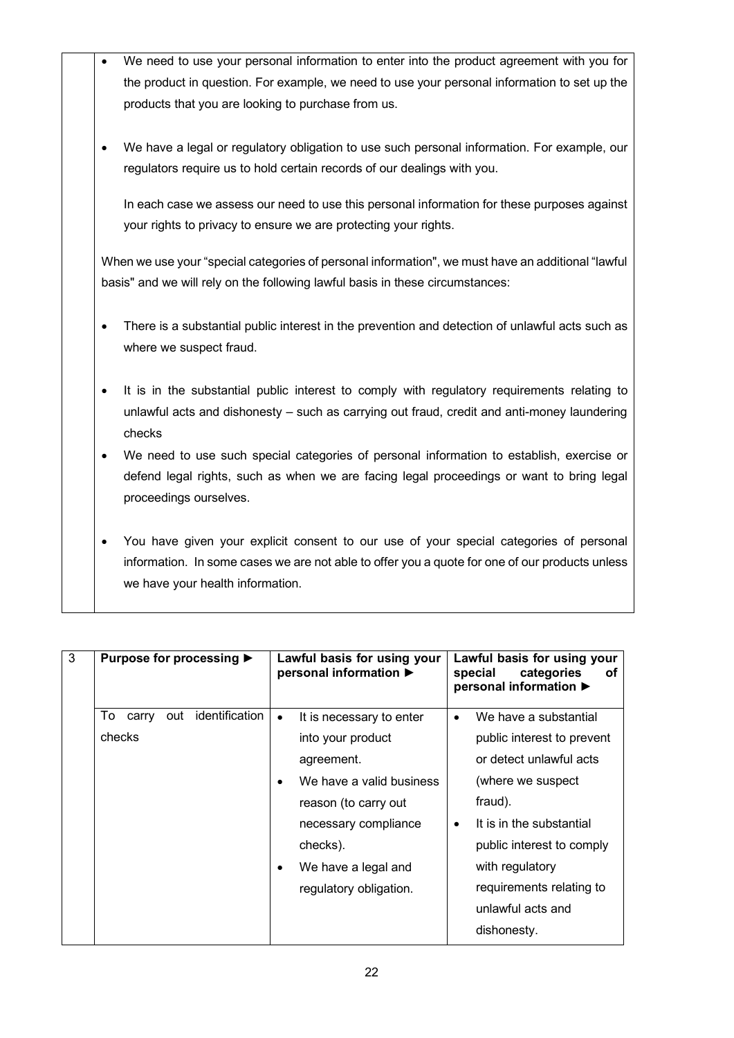- We need to use your personal information to enter into the product agreement with you for the product in question. For example, we need to use your personal information to set up the products that you are looking to purchase from us.

- We have a legal or regulatory obligation to use such personal information. For example, our regulators require us to hold certain records of our dealings with you.

  In each case we assess our need to use this personal information for these purposes against your rights to privacy to ensure we are protecting your rights.

When we use your "special categories of personal information", we must have an additional "lawful basis" and we will rely on the following lawful basis in these circumstances:

- There is a substantial public interest in the prevention and detection of unlawful acts such as where we suspect fraud.

- It is in the substantial public interest to comply with regulatory requirements relating to unlawful acts and dishonesty – such as carrying out fraud, credit and anti-money laundering checks
- We need to use such special categories of personal information to establish, exercise or defend legal rights, such as when we are facing legal proceedings or want to bring legal proceedings ourselves.

- You have given your explicit consent to our use of your special categories of personal information. In some cases we are not able to offer you a quote for one of our products unless we have your health information.

| 3 | **Purpose for processing ►** | **Lawful basis for using your personal information ►** | **Lawful basis for using your special categories of personal information ►** |
|---|---|---|---|
| | To carry out identification checks | • It is necessary to enter into your product agreement.<br>• We have a valid business reason (to carry out necessary compliance checks).<br>• We have a legal and regulatory obligation. | • We have a substantial public interest to prevent or detect unlawful acts (where we suspect fraud).<br>• It is in the substantial public interest to comply with regulatory requirements relating to unlawful acts and dishonesty. |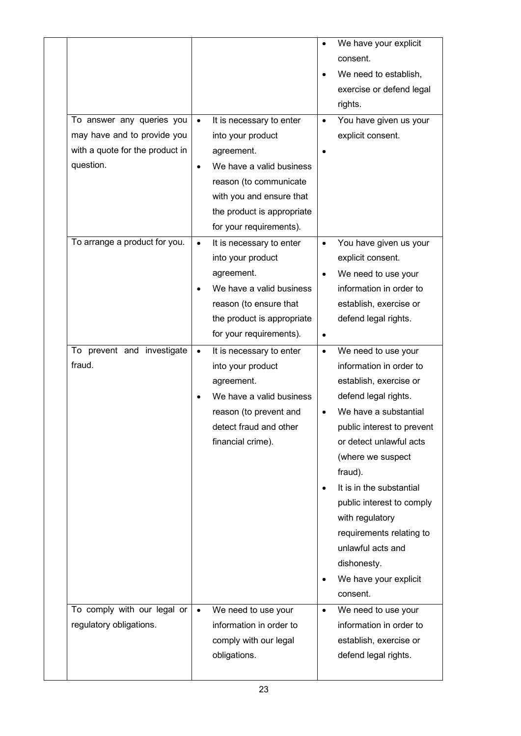| | | | |
|---|---|---|---|
| | | | <ul><li>We have your explicit consent.</li><li>We need to establish, exercise or defend legal rights.</li></ul> |
| | To answer any queries you may have and to provide you with a quote for the product in question. | <ul><li>It is necessary to enter into your product agreement.</li><li>We have a valid business reason (to communicate with you and ensure that the product is appropriate for your requirements).</li></ul> | <ul><li>You have given us your explicit consent.</li><li></li></ul> |
| | To arrange a product for you. | <ul><li>It is necessary to enter into your product agreement.</li><li>We have a valid business reason (to ensure that the product is appropriate for your requirements).</li></ul> | <ul><li>You have given us your explicit consent.</li><li>We need to use your information in order to establish, exercise or defend legal rights.</li><li></li></ul> |
| | To prevent and investigate fraud. | <ul><li>It is necessary to enter into your product agreement.</li><li>We have a valid business reason (to prevent and detect fraud and other financial crime).</li></ul> | <ul><li>We need to use your information in order to establish, exercise or defend legal rights.</li><li>We have a substantial public interest to prevent or detect unlawful acts (where we suspect fraud).</li><li>It is in the substantial public interest to comply with regulatory requirements relating to unlawful acts and dishonesty.</li><li>We have your explicit consent.</li></ul> |
| | To comply with our legal or regulatory obligations. | <ul><li>We need to use your information in order to comply with our legal obligations.</li></ul> | <ul><li>We need to use your information in order to establish, exercise or defend legal rights.</li></ul> |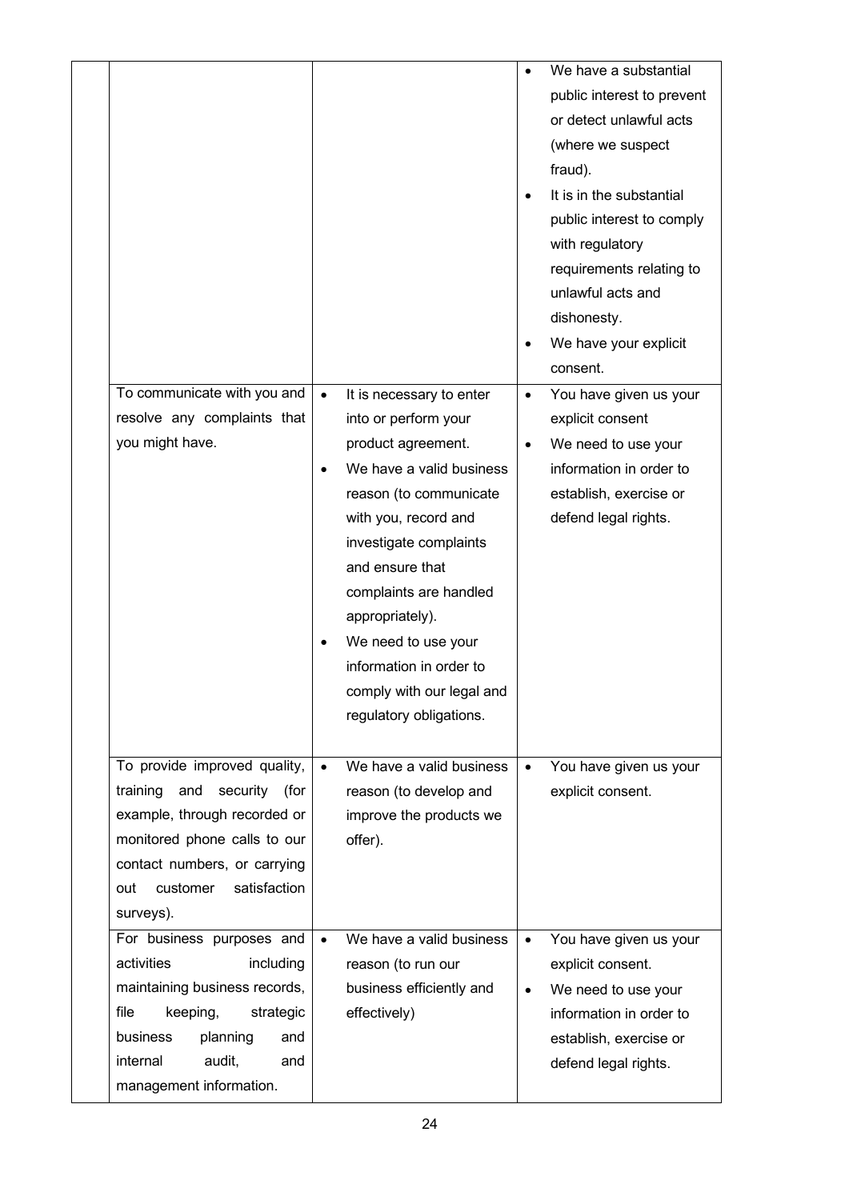| | | | |
|---|---|---|---|
| | | | • We have a substantial public interest to prevent or detect unlawful acts (where we suspect fraud).<br>• It is in the substantial public interest to comply with regulatory requirements relating to unlawful acts and dishonesty.<br>• We have your explicit consent. |
| | To communicate with you and resolve any complaints that you might have. | • It is necessary to enter into or perform your product agreement.<br>• We have a valid business reason (to communicate with you, record and investigate complaints and ensure that complaints are handled appropriately).<br>• We need to use your information in order to comply with our legal and regulatory obligations. | • You have given us your explicit consent<br>• We need to use your information in order to establish, exercise or defend legal rights. |
| | To provide improved quality, training and security (for example, through recorded or monitored phone calls to our contact numbers, or carrying out customer satisfaction surveys). | • We have a valid business reason (to develop and improve the products we offer). | • You have given us your explicit consent. |
| | For business purposes and activities including maintaining business records, file keeping, strategic business planning and internal audit, and management information. | • We have a valid business reason (to run our business efficiently and effectively) | • You have given us your explicit consent.<br>• We need to use your information in order to establish, exercise or defend legal rights. |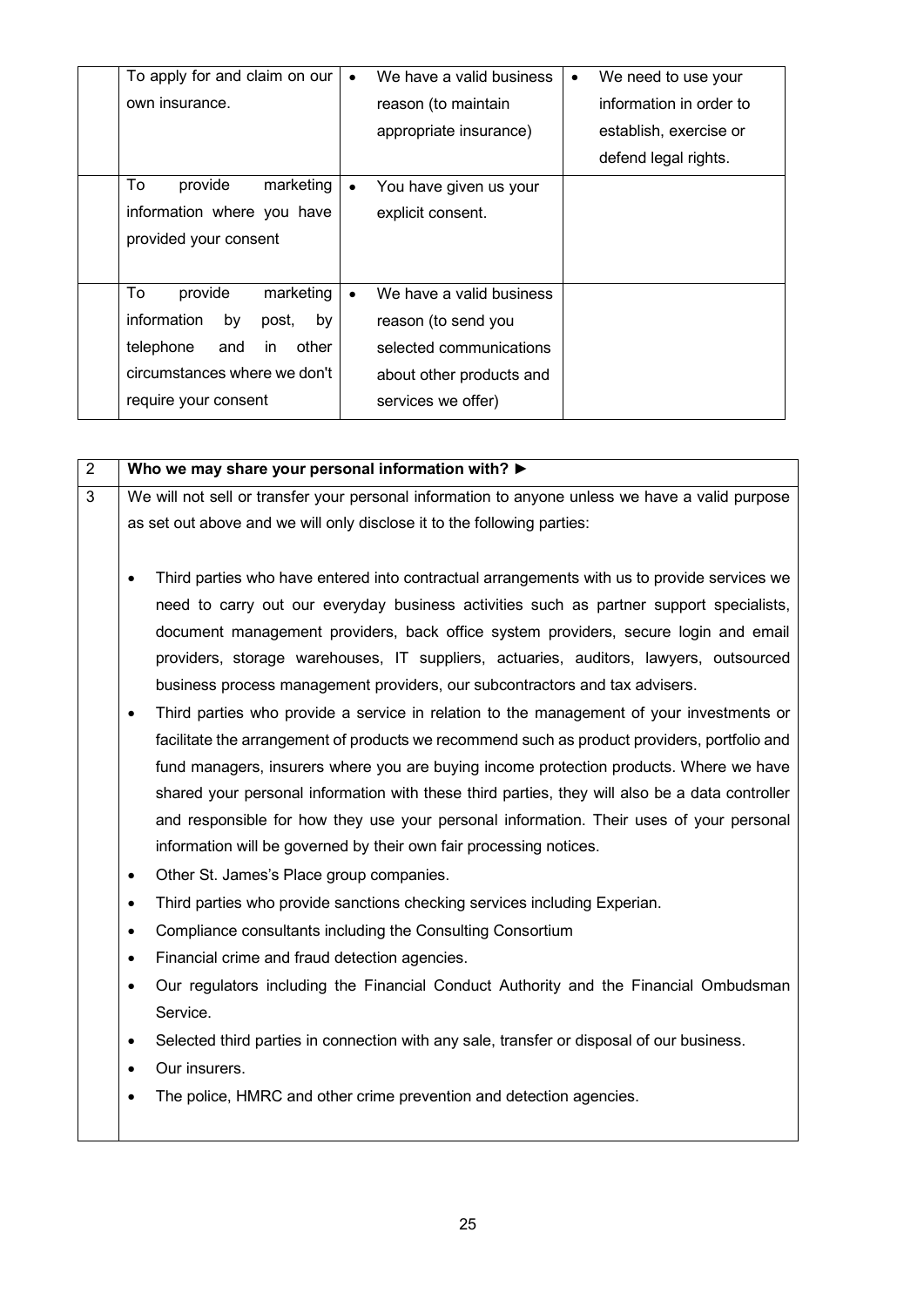| | | | |
|---|---|---|---|
| | To apply for and claim on our own insurance. | • We have a valid business reason (to maintain appropriate insurance) | • We need to use your information in order to establish, exercise or defend legal rights. |
| | To provide marketing information where you have provided your consent | • You have given us your explicit consent. | |
| | To provide marketing information by post, by telephone and in other circumstances where we don't require your consent | • We have a valid business reason (to send you selected communications about other products and services we offer) | |

| | |
|---|---|
| 2 | **Who we may share your personal information with? ►** |
| 3 | We will not sell or transfer your personal information to anyone unless we have a valid purpose as set out above and we will only disclose it to the following parties:<br><br>• Third parties who have entered into contractual arrangements with us to provide services we need to carry out our everyday business activities such as partner support specialists, document management providers, back office system providers, secure login and email providers, storage warehouses, IT suppliers, actuaries, auditors, lawyers, outsourced business process management providers, our subcontractors and tax advisers.<br>• Third parties who provide a service in relation to the management of your investments or facilitate the arrangement of products we recommend such as product providers, portfolio and fund managers, insurers where you are buying income protection products. Where we have shared your personal information with these third parties, they will also be a data controller and responsible for how they use your personal information. Their uses of your personal information will be governed by their own fair processing notices.<br>• Other St. James's Place group companies.<br>• Third parties who provide sanctions checking services including Experian.<br>• Compliance consultants including the Consulting Consortium<br>• Financial crime and fraud detection agencies.<br>• Our regulators including the Financial Conduct Authority and the Financial Ombudsman Service.<br>• Selected third parties in connection with any sale, transfer or disposal of our business.<br>• Our insurers.<br>• The police, HMRC and other crime prevention and detection agencies. |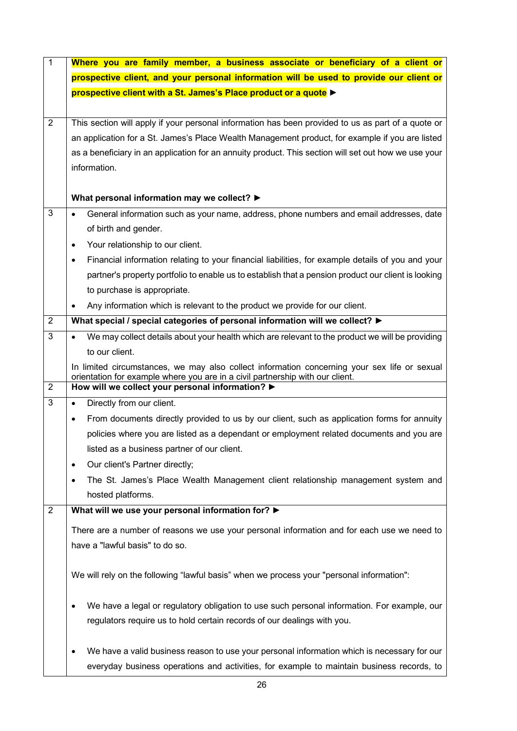| | |
|---|---|
| 1 | **Where you are family member, a business associate or beneficiary of a client or prospective client, and your personal information will be used to provide our client or prospective client with a St. James's Place product or a quote ►** |
| 2 | This section will apply if your personal information has been provided to us as part of a quote or an application for a St. James's Place Wealth Management product, for example if you are listed as a beneficiary in an application for an annuity product. This section will set out how we use your information.<br><br>**What personal information may we collect? ►** |
| 3 | • General information such as your name, address, phone numbers and email addresses, date of birth and gender.<br>• Your relationship to our client.<br>• Financial information relating to your financial liabilities, for example details of you and your partner's property portfolio to enable us to establish that a pension product our client is looking to purchase is appropriate.<br>• Any information which is relevant to the product we provide for our client. |
| 2 | **What special / special categories of personal information will we collect? ►** |
| 3 | • We may collect details about your health which are relevant to the product we will be providing to our client.<br><br>In limited circumstances, we may also collect information concerning your sex life or sexual orientation for example where you are in a civil partnership with our client. |
| 2 | **How will we collect your personal information? ►** |
| 3 | • Directly from our client.<br>• From documents directly provided to us by our client, such as application forms for annuity policies where you are listed as a dependant or employment related documents and you are listed as a business partner of our client.<br>• Our client's Partner directly;<br>• The St. James's Place Wealth Management client relationship management system and hosted platforms. |
| 2 | **What will we use your personal information for? ►**<br><br>There are a number of reasons we use your personal information and for each use we need to have a "lawful basis" to do so.<br><br>We will rely on the following "lawful basis" when we process your "personal information":<br><br>• We have a legal or regulatory obligation to use such personal information. For example, our regulators require us to hold certain records of our dealings with you.<br><br>• We have a valid business reason to use your personal information which is necessary for our everyday business operations and activities, for example to maintain business records, to |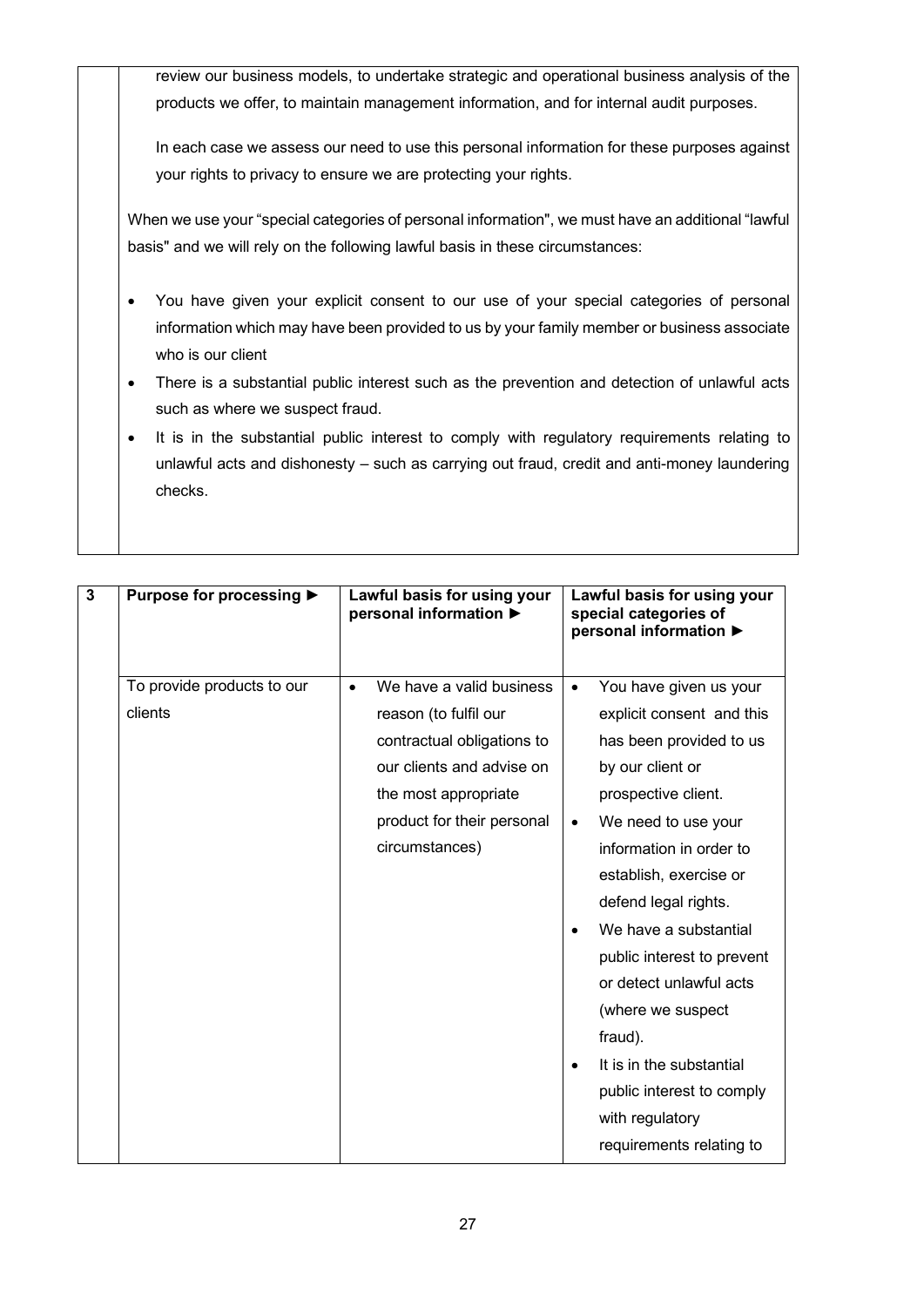review our business models, to undertake strategic and operational business analysis of the products we offer, to maintain management information, and for internal audit purposes.

In each case we assess our need to use this personal information for these purposes against your rights to privacy to ensure we are protecting your rights.

When we use your "special categories of personal information", we must have an additional "lawful basis" and we will rely on the following lawful basis in these circumstances:

- You have given your explicit consent to our use of your special categories of personal information which may have been provided to us by your family member or business associate who is our client
- There is a substantial public interest such as the prevention and detection of unlawful acts such as where we suspect fraud.
- It is in the substantial public interest to comply with regulatory requirements relating to unlawful acts and dishonesty – such as carrying out fraud, credit and anti-money laundering checks.

| 3 | **Purpose for processing ►** | **Lawful basis for using your personal information ►** | **Lawful basis for using your special categories of personal information ►** |
|---|---|---|---|
| | To provide products to our clients | • We have a valid business reason (to fulfil our contractual obligations to our clients and advise on the most appropriate product for their personal circumstances) | • You have given us your explicit consent and this has been provided to us by our client or prospective client.<br>• We need to use your information in order to establish, exercise or defend legal rights.<br>• We have a substantial public interest to prevent or detect unlawful acts (where we suspect fraud).<br>• It is in the substantial public interest to comply with regulatory requirements relating to |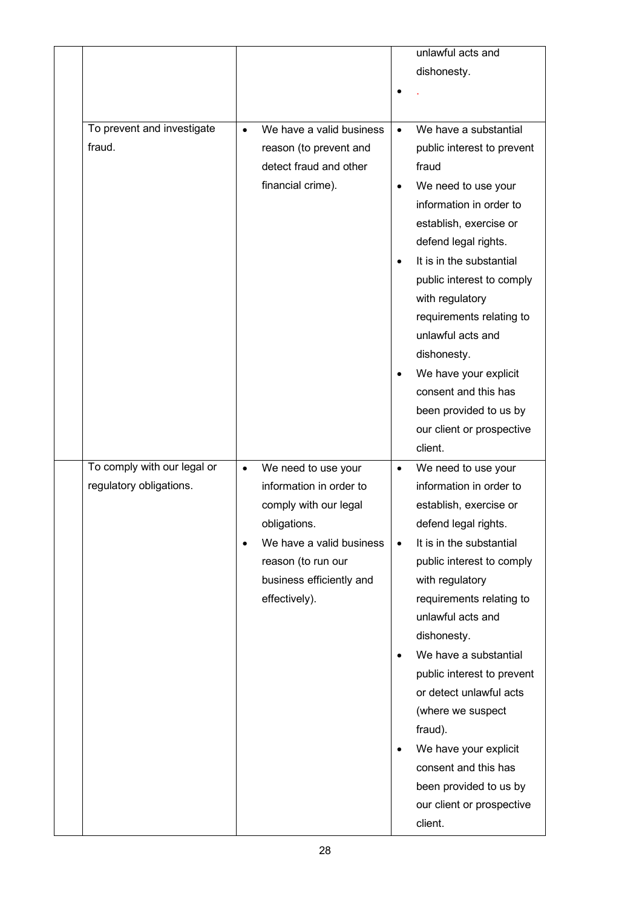| | | | |
|---|---|---|---|
| | | | unlawful acts and dishonesty.<br>• . |
| | To prevent and investigate fraud. | • We have a valid business reason (to prevent and detect fraud and other financial crime). | • We have a substantial public interest to prevent fraud<br>• We need to use your information in order to establish, exercise or defend legal rights.<br>• It is in the substantial public interest to comply with regulatory requirements relating to unlawful acts and dishonesty.<br>• We have your explicit consent and this has been provided to us by our client or prospective client. |
| | To comply with our legal or regulatory obligations. | • We need to use your information in order to comply with our legal obligations.<br>• We have a valid business reason (to run our business efficiently and effectively). | • We need to use your information in order to establish, exercise or defend legal rights.<br>• It is in the substantial public interest to comply with regulatory requirements relating to unlawful acts and dishonesty.<br>• We have a substantial public interest to prevent or detect unlawful acts (where we suspect fraud).<br>• We have your explicit consent and this has been provided to us by our client or prospective client. |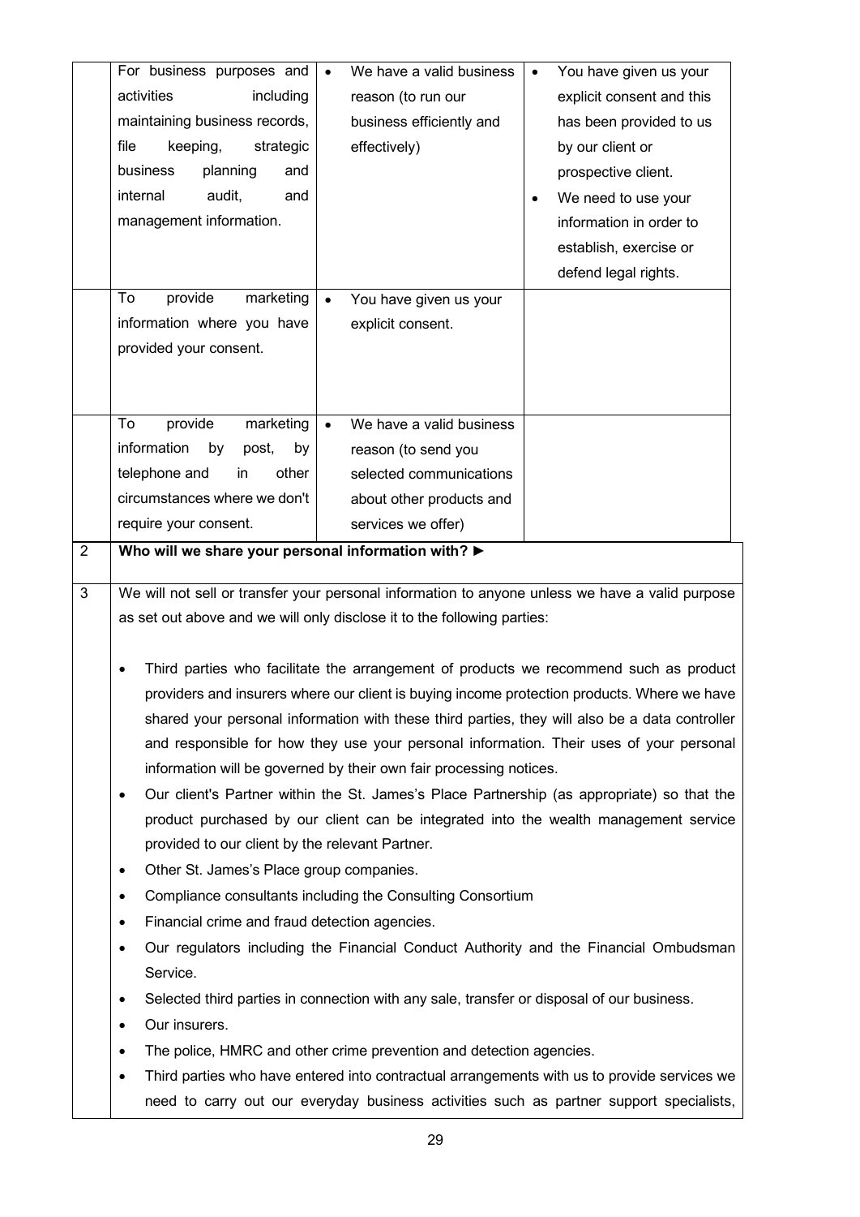| | Purpose | Legal basis | Additional basis |
|---|---|---|---|
| | For business purposes and activities including maintaining business records, file keeping, strategic business planning and internal audit, and management information. | • We have a valid business reason (to run our business efficiently and effectively) | • You have given us your explicit consent and this has been provided to us by our client or prospective client.<br>• We need to use your information in order to establish, exercise or defend legal rights. |
| | To provide marketing information where you have provided your consent. | • You have given us your explicit consent. | |
| | To provide marketing information by post, by telephone and in other circumstances where we don't require your consent. | • We have a valid business reason (to send you selected communications about other products and services we offer) | |

| | |
|---|---|
| 2 | **Who will we share your personal information with? ►** |
| 3 | We will not sell or transfer your personal information to anyone unless we have a valid purpose as set out above and we will only disclose it to the following parties: |

- Third parties who facilitate the arrangement of products we recommend such as product providers and insurers where our client is buying income protection products. Where we have shared your personal information with these third parties, they will also be a data controller and responsible for how they use your personal information. Their uses of your personal information will be governed by their own fair processing notices.
- Our client's Partner within the St. James's Place Partnership (as appropriate) so that the product purchased by our client can be integrated into the wealth management service provided to our client by the relevant Partner.
- Other St. James's Place group companies.
- Compliance consultants including the Consulting Consortium
- Financial crime and fraud detection agencies.
- Our regulators including the Financial Conduct Authority and the Financial Ombudsman Service.
- Selected third parties in connection with any sale, transfer or disposal of our business.
- Our insurers.
- The police, HMRC and other crime prevention and detection agencies.
- Third parties who have entered into contractual arrangements with us to provide services we need to carry out our everyday business activities such as partner support specialists,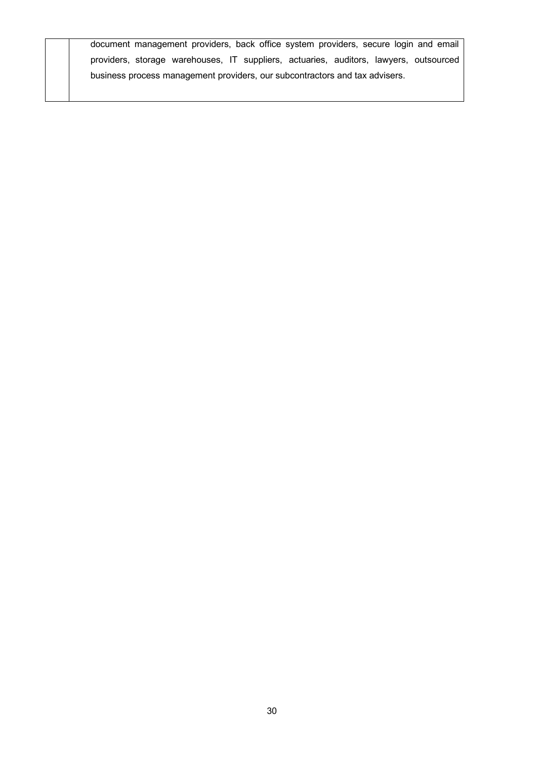| | document management providers, back office system providers, secure login and email providers, storage warehouses, IT suppliers, actuaries, auditors, lawyers, outsourced business process management providers, our subcontractors and tax advisers. |
|---|---|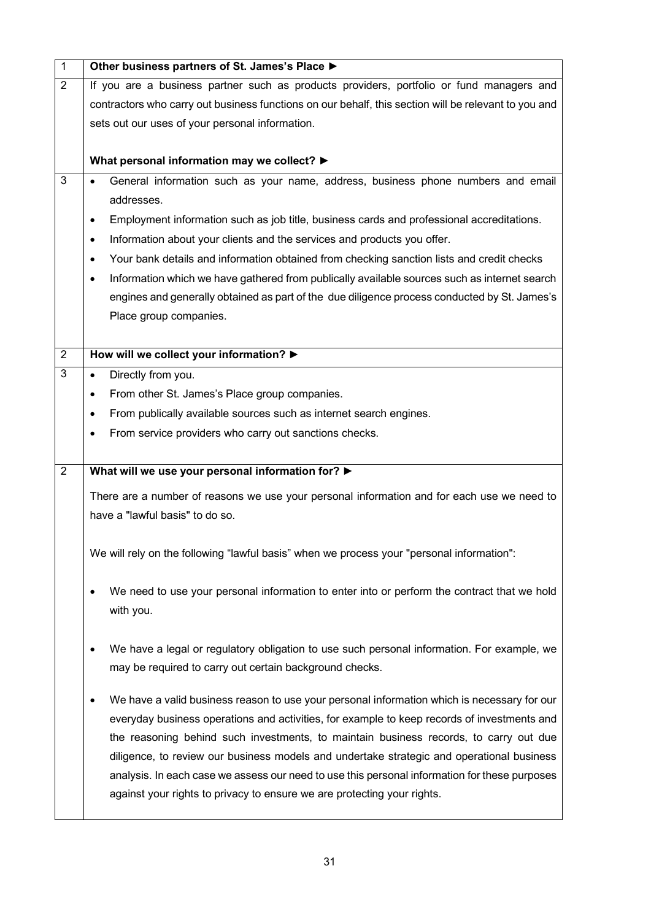| 1 | **Other business partners of St. James's Place ►** |
|---|---|
| 2 | If you are a business partner such as products providers, portfolio or fund managers and contractors who carry out business functions on our behalf, this section will be relevant to you and sets out our uses of your personal information.<br><br>**What personal information may we collect? ►** |
| 3 | • General information such as your name, address, business phone numbers and email addresses.<br>• Employment information such as job title, business cards and professional accreditations.<br>• Information about your clients and the services and products you offer.<br>• Your bank details and information obtained from checking sanction lists and credit checks<br>• Information which we have gathered from publically available sources such as internet search engines and generally obtained as part of the due diligence process conducted by St. James's Place group companies. |
| 2 | **How will we collect your information? ►** |
| 3 | • Directly from you.<br>• From other St. James's Place group companies.<br>• From publically available sources such as internet search engines.<br>• From service providers who carry out sanctions checks. |
| 2 | **What will we use your personal information for? ►**<br><br>There are a number of reasons we use your personal information and for each use we need to have a "lawful basis" to do so.<br><br>We will rely on the following "lawful basis" when we process your "personal information":<br><br>• We need to use your personal information to enter into or perform the contract that we hold with you.<br><br>• We have a legal or regulatory obligation to use such personal information. For example, we may be required to carry out certain background checks.<br><br>• We have a valid business reason to use your personal information which is necessary for our everyday business operations and activities, for example to keep records of investments and the reasoning behind such investments, to maintain business records, to carry out due diligence, to review our business models and undertake strategic and operational business analysis. In each case we assess our need to use this personal information for these purposes against your rights to privacy to ensure we are protecting your rights. |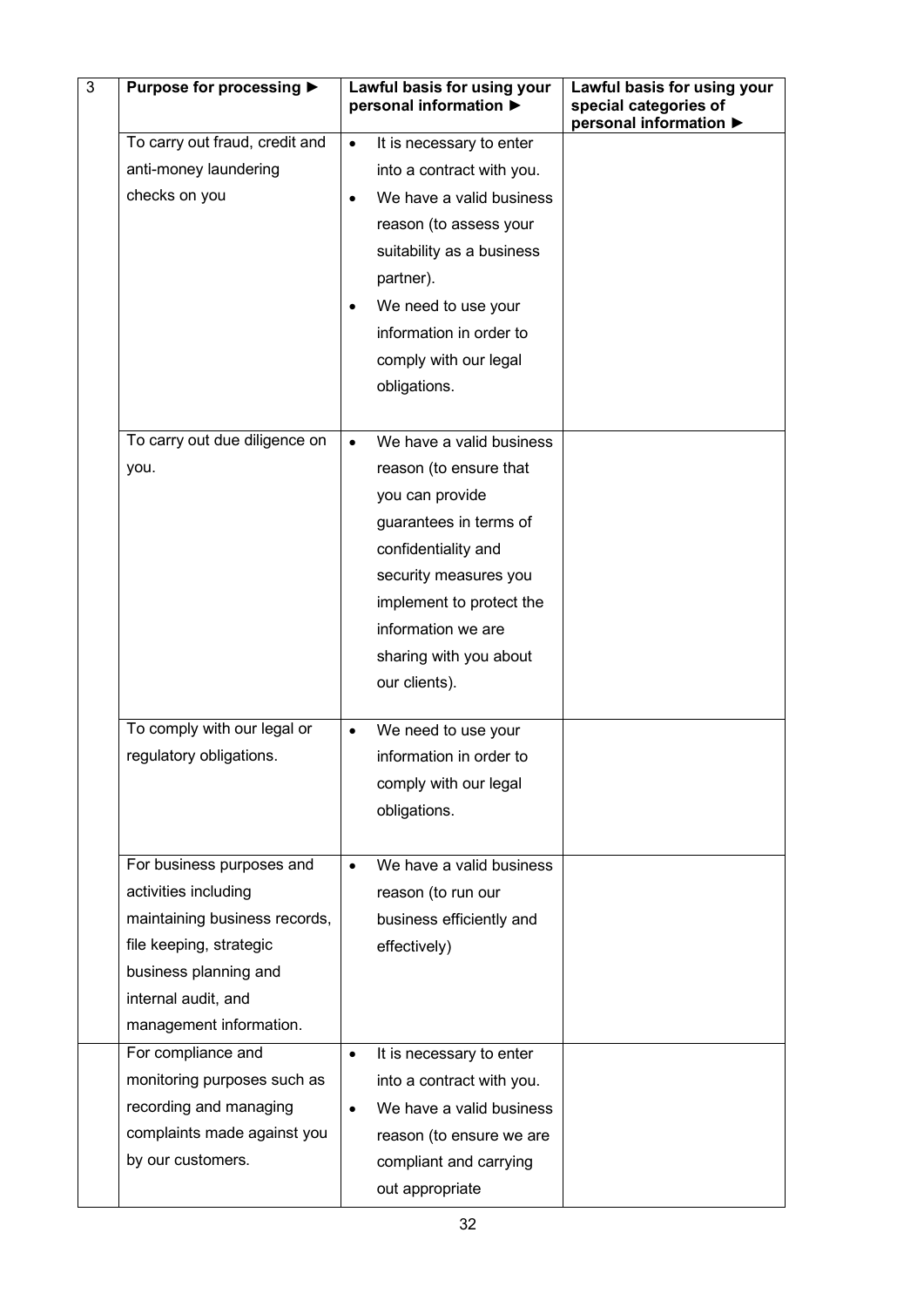| 3 | Purpose for processing ► | Lawful basis for using your personal information ► | Lawful basis for using your special categories of personal information ► |
|---|---|---|---|
| | To carry out fraud, credit and anti-money laundering checks on you | • It is necessary to enter into a contract with you.<br>• We have a valid business reason (to assess your suitability as a business partner).<br>• We need to use your information in order to comply with our legal obligations. | |
| | To carry out due diligence on you. | • We have a valid business reason (to ensure that you can provide guarantees in terms of confidentiality and security measures you implement to protect the information we are sharing with you about our clients). | |
| | To comply with our legal or regulatory obligations. | • We need to use your information in order to comply with our legal obligations. | |
| | For business purposes and activities including maintaining business records, file keeping, strategic business planning and internal audit, and management information. | • We have a valid business reason (to run our business efficiently and effectively) | |
| | For compliance and monitoring purposes such as recording and managing complaints made against you by our customers. | • It is necessary to enter into a contract with you.<br>• We have a valid business reason (to ensure we are compliant and carrying out appropriate | |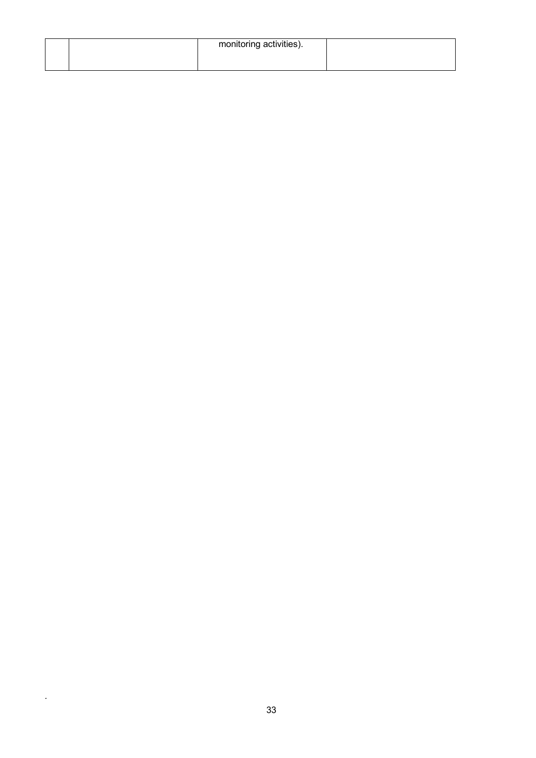|  |  | monitoring activities). |  |
|---|---|---|---|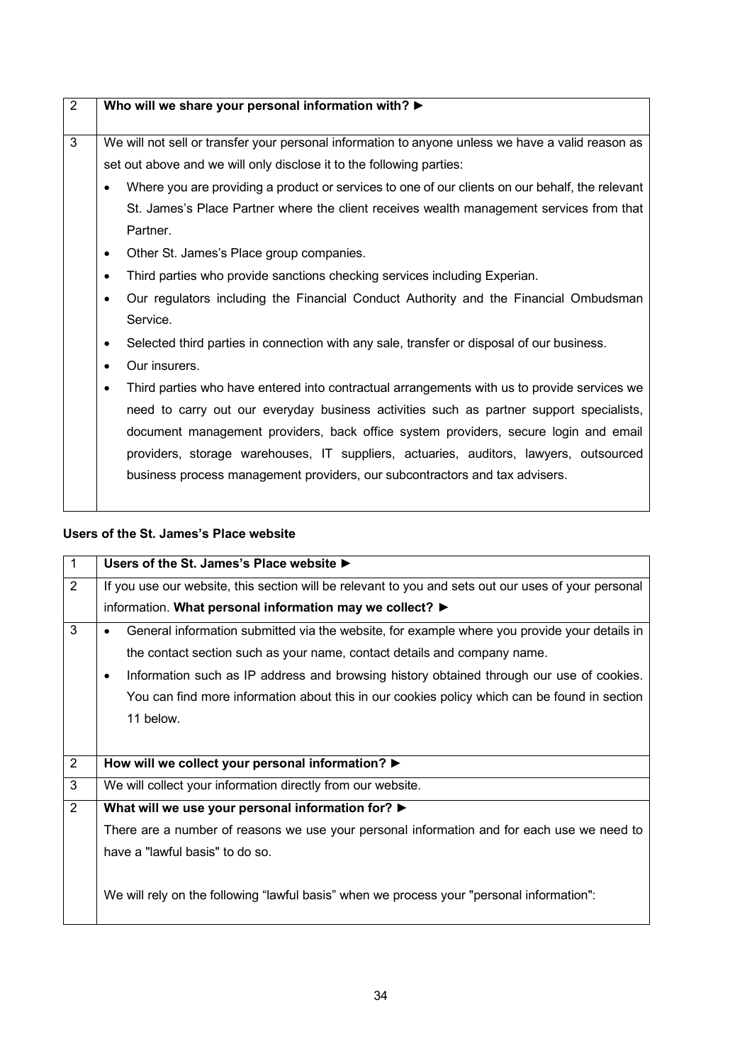| 2 | **Who will we share your personal information with? ►** |
|---|---|
| 3 | We will not sell or transfer your personal information to anyone unless we have a valid reason as set out above and we will only disclose it to the following parties:<br>• Where you are providing a product or services to one of our clients on our behalf, the relevant St. James's Place Partner where the client receives wealth management services from that Partner.<br>• Other St. James's Place group companies.<br>• Third parties who provide sanctions checking services including Experian.<br>• Our regulators including the Financial Conduct Authority and the Financial Ombudsman Service.<br>• Selected third parties in connection with any sale, transfer or disposal of our business.<br>• Our insurers.<br>• Third parties who have entered into contractual arrangements with us to provide services we need to carry out our everyday business activities such as partner support specialists, document management providers, back office system providers, secure login and email providers, storage warehouses, IT suppliers, actuaries, auditors, lawyers, outsourced business process management providers, our subcontractors and tax advisers. |

**Users of the St. James's Place website**

| 1 | **Users of the St. James's Place website ►** |
|---|---|
| 2 | If you use our website, this section will be relevant to you and sets out our uses of your personal information. **What personal information may we collect? ►** |
| 3 | • General information submitted via the website, for example where you provide your details in the contact section such as your name, contact details and company name.<br>• Information such as IP address and browsing history obtained through our use of cookies. You can find more information about this in our cookies policy which can be found in section 11 below. |
| 2 | **How will we collect your personal information? ►** |
| 3 | We will collect your information directly from our website. |
| 2 | **What will we use your personal information for? ►**<br>There are a number of reasons we use your personal information and for each use we need to have a "lawful basis" to do so.<br><br>We will rely on the following "lawful basis" when we process your "personal information": |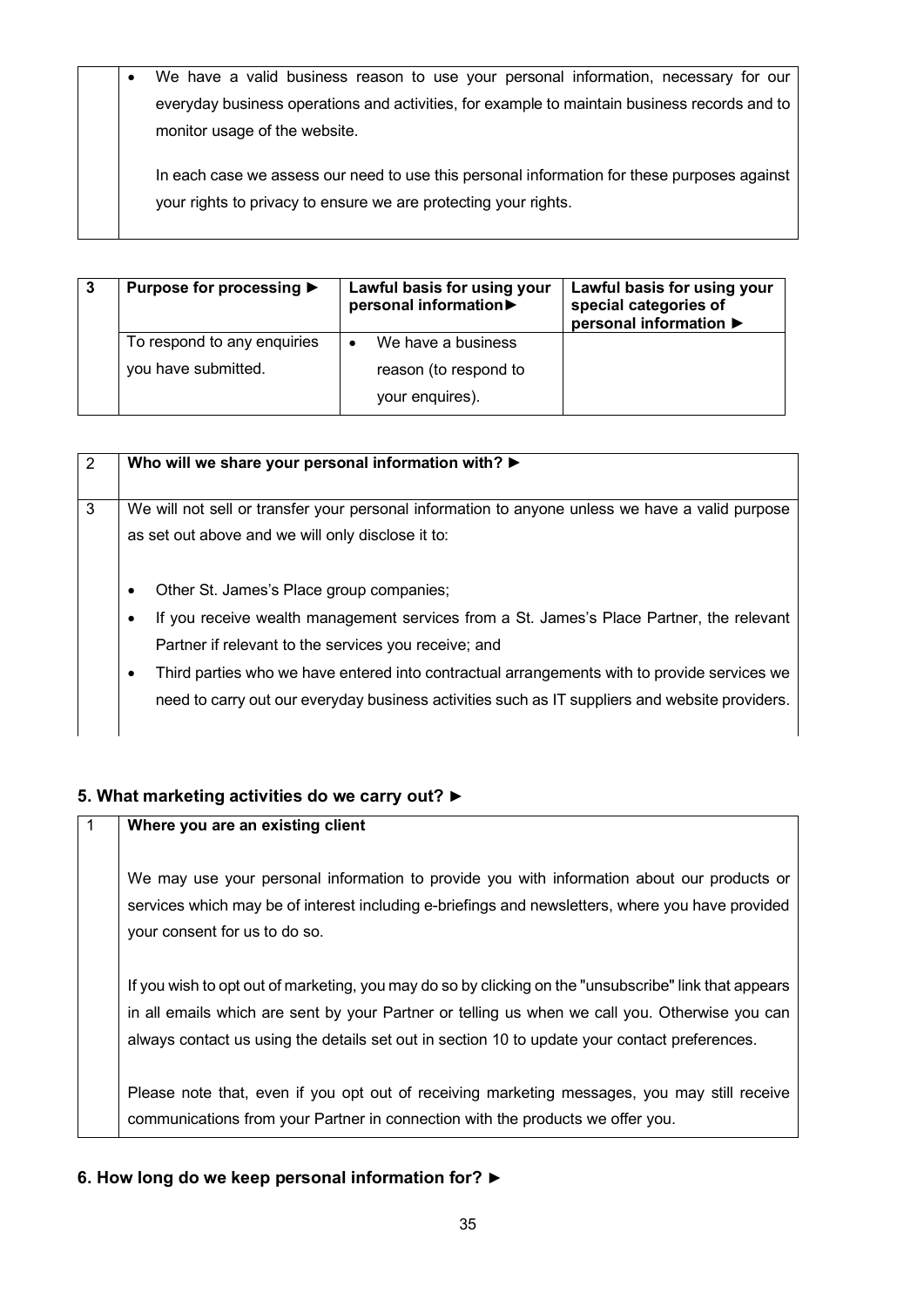| | |
|---|---|
| | • We have a valid business reason to use your personal information, necessary for our everyday business operations and activities, for example to maintain business records and to monitor usage of the website.<br><br>In each case we assess our need to use this personal information for these purposes against your rights to privacy to ensure we are protecting your rights. |

| 3 | Purpose for processing ► | Lawful basis for using your personal information► | Lawful basis for using your special categories of personal information ► |
|---|---|---|---|
| | To respond to any enquiries you have submitted. | • We have a business reason (to respond to your enquires). | |

| | |
|---|---|
| 2 | **Who will we share your personal information with? ►** |
| 3 | We will not sell or transfer your personal information to anyone unless we have a valid purpose as set out above and we will only disclose it to:<br><br>• Other St. James's Place group companies;<br>• If you receive wealth management services from a St. James's Place Partner, the relevant Partner if relevant to the services you receive; and<br>• Third parties who we have entered into contractual arrangements with to provide services we need to carry out our everyday business activities such as IT suppliers and website providers. |

## 5. What marketing activities do we carry out? ►

| | |
|---|---|
| 1 | **Where you are an existing client**<br><br>We may use your personal information to provide you with information about our products or services which may be of interest including e-briefings and newsletters, where you have provided your consent for us to do so.<br><br>If you wish to opt out of marketing, you may do so by clicking on the "unsubscribe" link that appears in all emails which are sent by your Partner or telling us when we call you. Otherwise you can always contact us using the details set out in section 10 to update your contact preferences.<br><br>Please note that, even if you opt out of receiving marketing messages, you may still receive communications from your Partner in connection with the products we offer you. |

## 6. How long do we keep personal information for? ►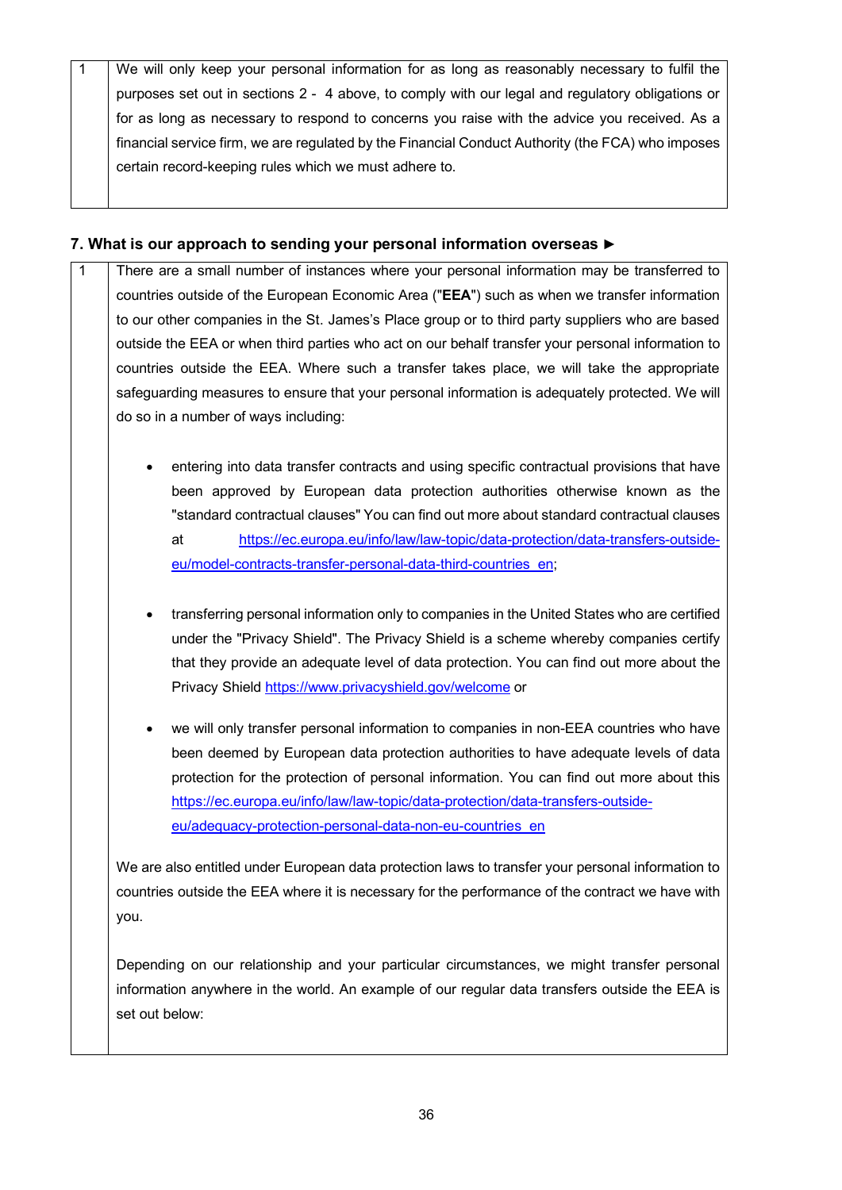| 1 | We will only keep your personal information for as long as reasonably necessary to fulfil the purposes set out in sections 2 - 4 above, to comply with our legal and regulatory obligations or for as long as necessary to respond to concerns you raise with the advice you received. As a financial service firm, we are regulated by the Financial Conduct Authority (the FCA) who imposes certain record-keeping rules which we must adhere to. |
|---|---|

### 7. What is our approach to sending your personal information overseas ►

| 1 | There are a small number of instances where your personal information may be transferred to countries outside of the European Economic Area ("**EEA**") such as when we transfer information to our other companies in the St. James's Place group or to third party suppliers who are based outside the EEA or when third parties who act on our behalf transfer your personal information to countries outside the EEA. Where such a transfer takes place, we will take the appropriate safeguarding measures to ensure that your personal information is adequately protected. We will do so in a number of ways including:<br><br>• entering into data transfer contracts and using specific contractual provisions that have been approved by European data protection authorities otherwise known as the "standard contractual clauses" You can find out more about standard contractual clauses at https://ec.europa.eu/info/law/law-topic/data-protection/data-transfers-outside-eu/model-contracts-transfer-personal-data-third-countries_en;<br><br>• transferring personal information only to companies in the United States who are certified under the "Privacy Shield". The Privacy Shield is a scheme whereby companies certify that they provide an adequate level of data protection. You can find out more about the Privacy Shield https://www.privacyshield.gov/welcome or<br><br>• we will only transfer personal information to companies in non-EEA countries who have been deemed by European data protection authorities to have adequate levels of data protection for the protection of personal information. You can find out more about this https://ec.europa.eu/info/law/law-topic/data-protection/data-transfers-outside-eu/adequacy-protection-personal-data-non-eu-countries_en<br><br>We are also entitled under European data protection laws to transfer your personal information to countries outside the EEA where it is necessary for the performance of the contract we have with you.<br><br>Depending on our relationship and your particular circumstances, we might transfer personal information anywhere in the world. An example of our regular data transfers outside the EEA is set out below: |
|---|---|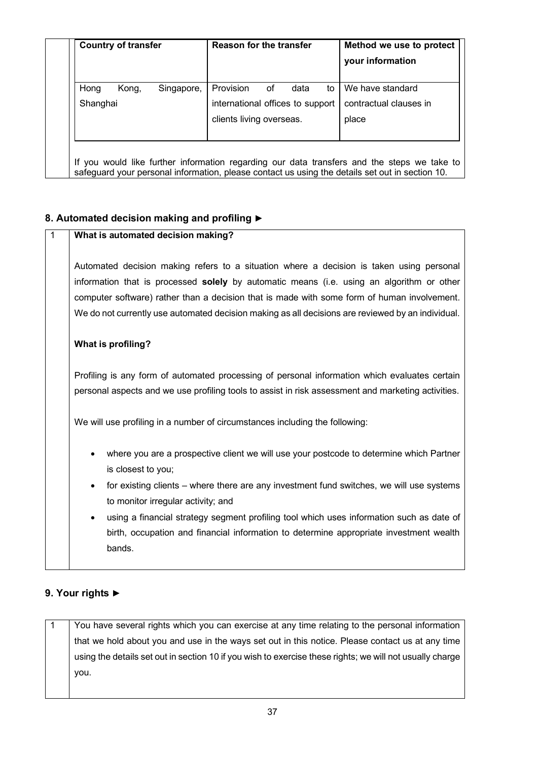| Country of transfer | Reason for the transfer | Method we use to protect your information |
|---|---|---|
| Hong Kong, Singapore, Shanghai | Provision of data to international offices to support clients living overseas. | We have standard contractual clauses in place |

If you would like further information regarding our data transfers and the steps we take to safeguard your personal information, please contact us using the details set out in section 10.

## 8. Automated decision making and profiling ►

1 **What is automated decision making?**

Automated decision making refers to a situation where a decision is taken using personal information that is processed **solely** by automatic means (i.e. using an algorithm or other computer software) rather than a decision that is made with some form of human involvement. We do not currently use automated decision making as all decisions are reviewed by an individual.

**What is profiling?**

Profiling is any form of automated processing of personal information which evaluates certain personal aspects and we use profiling tools to assist in risk assessment and marketing activities.

We will use profiling in a number of circumstances including the following:

- where you are a prospective client we will use your postcode to determine which Partner is closest to you;
- for existing clients – where there are any investment fund switches, we will use systems to monitor irregular activity; and
- using a financial strategy segment profiling tool which uses information such as date of birth, occupation and financial information to determine appropriate investment wealth bands.

## 9. Your rights ►

1 You have several rights which you can exercise at any time relating to the personal information that we hold about you and use in the ways set out in this notice. Please contact us at any time using the details set out in section 10 if you wish to exercise these rights; we will not usually charge you.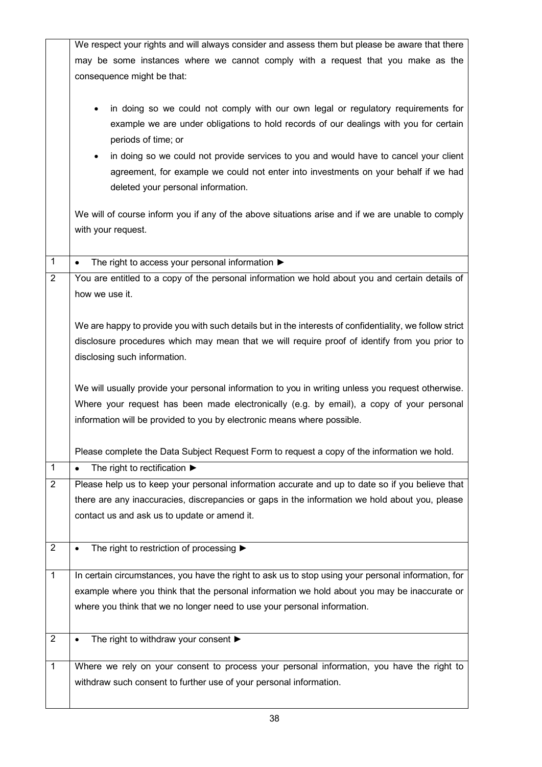| | |
|---|---|
| | We respect your rights and will always consider and assess them but please be aware that there may be some instances where we cannot comply with a request that you make as the consequence might be that:<br><br>• in doing so we could not comply with our own legal or regulatory requirements for example we are under obligations to hold records of our dealings with you for certain periods of time; or<br>• in doing so we could not provide services to you and would have to cancel your client agreement, for example we could not enter into investments on your behalf if we had deleted your personal information.<br><br>We will of course inform you if any of the above situations arise and if we are unable to comply with your request. |
| 1 | • The right to access your personal information ► |
| 2 | You are entitled to a copy of the personal information we hold about you and certain details of how we use it.<br><br>We are happy to provide you with such details but in the interests of confidentiality, we follow strict disclosure procedures which may mean that we will require proof of identify from you prior to disclosing such information.<br><br>We will usually provide your personal information to you in writing unless you request otherwise. Where your request has been made electronically (e.g. by email), a copy of your personal information will be provided to you by electronic means where possible.<br><br>Please complete the Data Subject Request Form to request a copy of the information we hold. |
| 1 | • The right to rectification ► |
| 2 | Please help us to keep your personal information accurate and up to date so if you believe that there are any inaccuracies, discrepancies or gaps in the information we hold about you, please contact us and ask us to update or amend it. |
| 2 | • The right to restriction of processing ► |
| 1 | In certain circumstances, you have the right to ask us to stop using your personal information, for example where you think that the personal information we hold about you may be inaccurate or where you think that we no longer need to use your personal information. |
| 2 | • The right to withdraw your consent ► |
| 1 | Where we rely on your consent to process your personal information, you have the right to withdraw such consent to further use of your personal information. |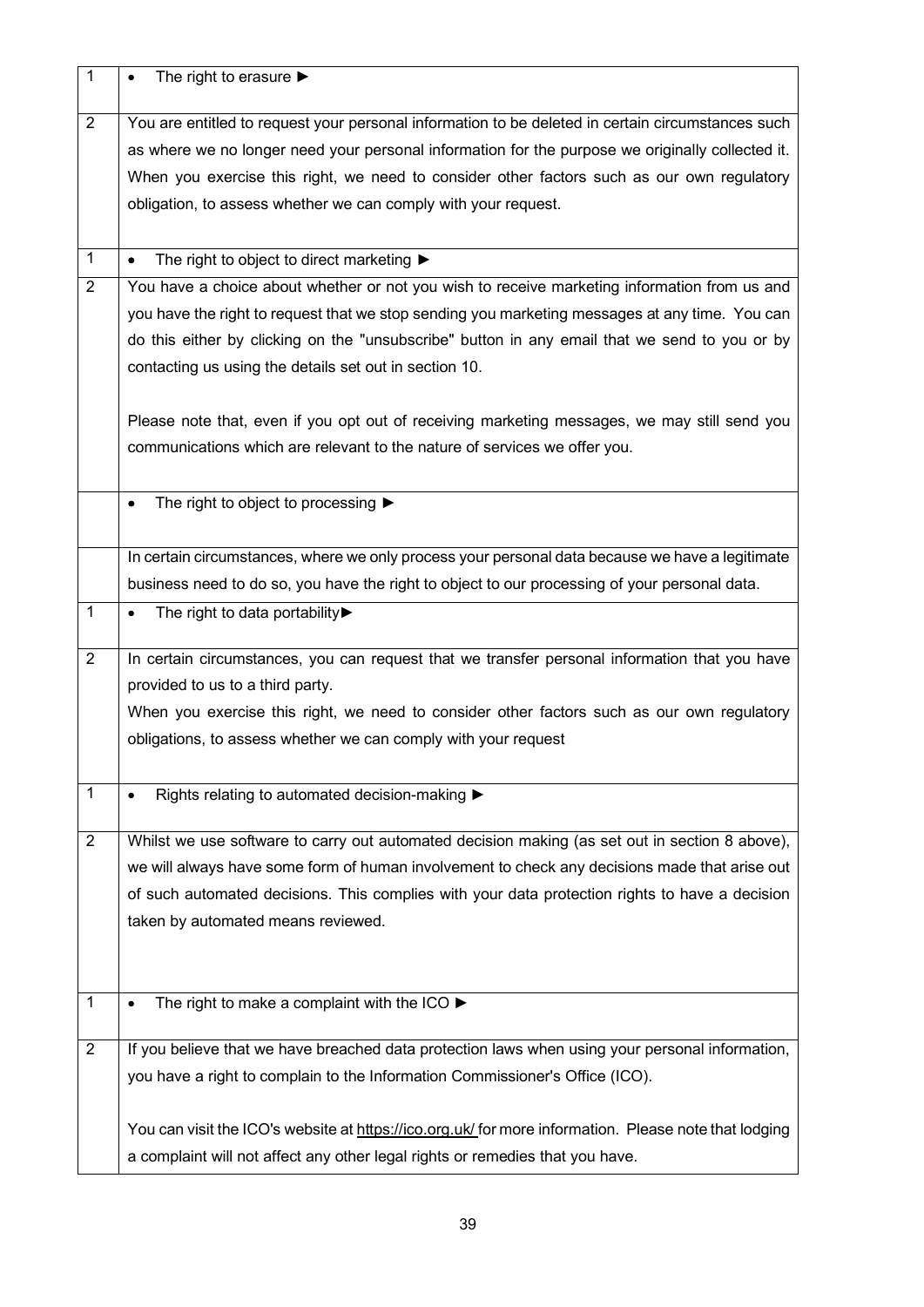| | |
|---|---|
| 1 | • The right to erasure ► |
| 2 | You are entitled to request your personal information to be deleted in certain circumstances such as where we no longer need your personal information for the purpose we originally collected it. When you exercise this right, we need to consider other factors such as our own regulatory obligation, to assess whether we can comply with your request. |
| 1 | • The right to object to direct marketing ► |
| 2 | You have a choice about whether or not you wish to receive marketing information from us and you have the right to request that we stop sending you marketing messages at any time. You can do this either by clicking on the "unsubscribe" button in any email that we send to you or by contacting us using the details set out in section 10.<br><br>Please note that, even if you opt out of receiving marketing messages, we may still send you communications which are relevant to the nature of services we offer you. |
| | • The right to object to processing ► |
| | In certain circumstances, where we only process your personal data because we have a legitimate business need to do so, you have the right to object to our processing of your personal data. |
| 1 | • The right to data portability► |
| 2 | In certain circumstances, you can request that we transfer personal information that you have provided to us to a third party.<br>When you exercise this right, we need to consider other factors such as our own regulatory obligations, to assess whether we can comply with your request |
| 1 | • Rights relating to automated decision-making ► |
| 2 | Whilst we use software to carry out automated decision making (as set out in section 8 above), we will always have some form of human involvement to check any decisions made that arise out of such automated decisions. This complies with your data protection rights to have a decision taken by automated means reviewed. |
| 1 | • The right to make a complaint with the ICO ► |
| 2 | If you believe that we have breached data protection laws when using your personal information, you have a right to complain to the Information Commissioner's Office (ICO).<br><br>You can visit the ICO's website at https://ico.org.uk/ for more information. Please note that lodging a complaint will not affect any other legal rights or remedies that you have. |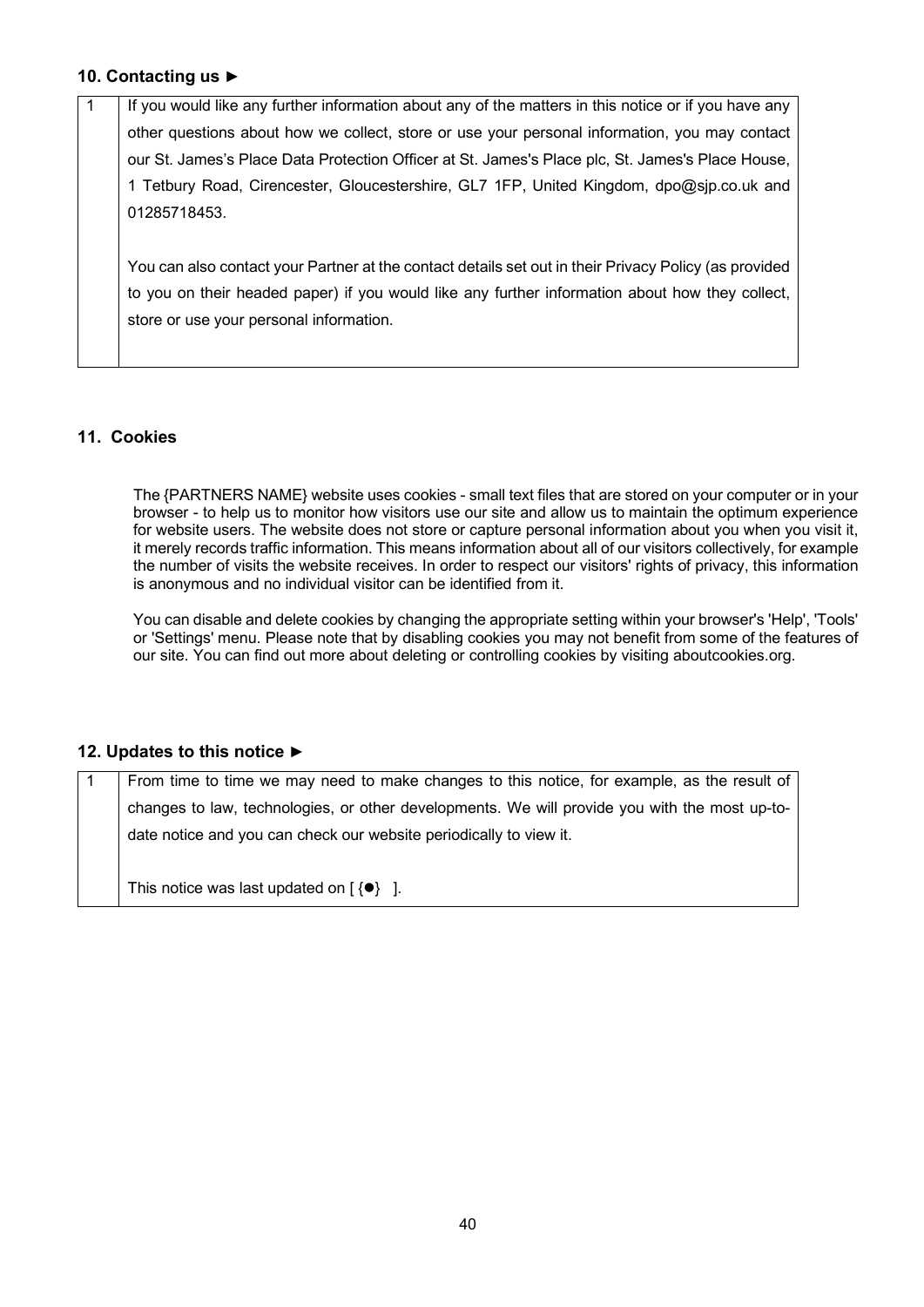### 10. Contacting us ►

| | |
|---|---|
| 1 | If you would like any further information about any of the matters in this notice or if you have any other questions about how we collect, store or use your personal information, you may contact our St. James's Place Data Protection Officer at St. James's Place plc, St. James's Place House, 1 Tetbury Road, Cirencester, Gloucestershire, GL7 1FP, United Kingdom, dpo@sjp.co.uk and 01285718453.<br><br>You can also contact your Partner at the contact details set out in their Privacy Policy (as provided to you on their headed paper) if you would like any further information about how they collect, store or use your personal information. |

### 11. Cookies

The {PARTNERS NAME} website uses cookies - small text files that are stored on your computer or in your browser - to help us to monitor how visitors use our site and allow us to maintain the optimum experience for website users. The website does not store or capture personal information about you when you visit it, it merely records traffic information. This means information about all of our visitors collectively, for example the number of visits the website receives. In order to respect our visitors' rights of privacy, this information is anonymous and no individual visitor can be identified from it.

You can disable and delete cookies by changing the appropriate setting within your browser's 'Help', 'Tools' or 'Settings' menu. Please note that by disabling cookies you may not benefit from some of the features of our site. You can find out more about deleting or controlling cookies by visiting aboutcookies.org.

### 12. Updates to this notice ►

| | |
|---|---|
| 1 | From time to time we may need to make changes to this notice, for example, as the result of changes to law, technologies, or other developments. We will provide you with the most up-to-date notice and you can check our website periodically to view it.<br><br>This notice was last updated on [ {●} ]. |